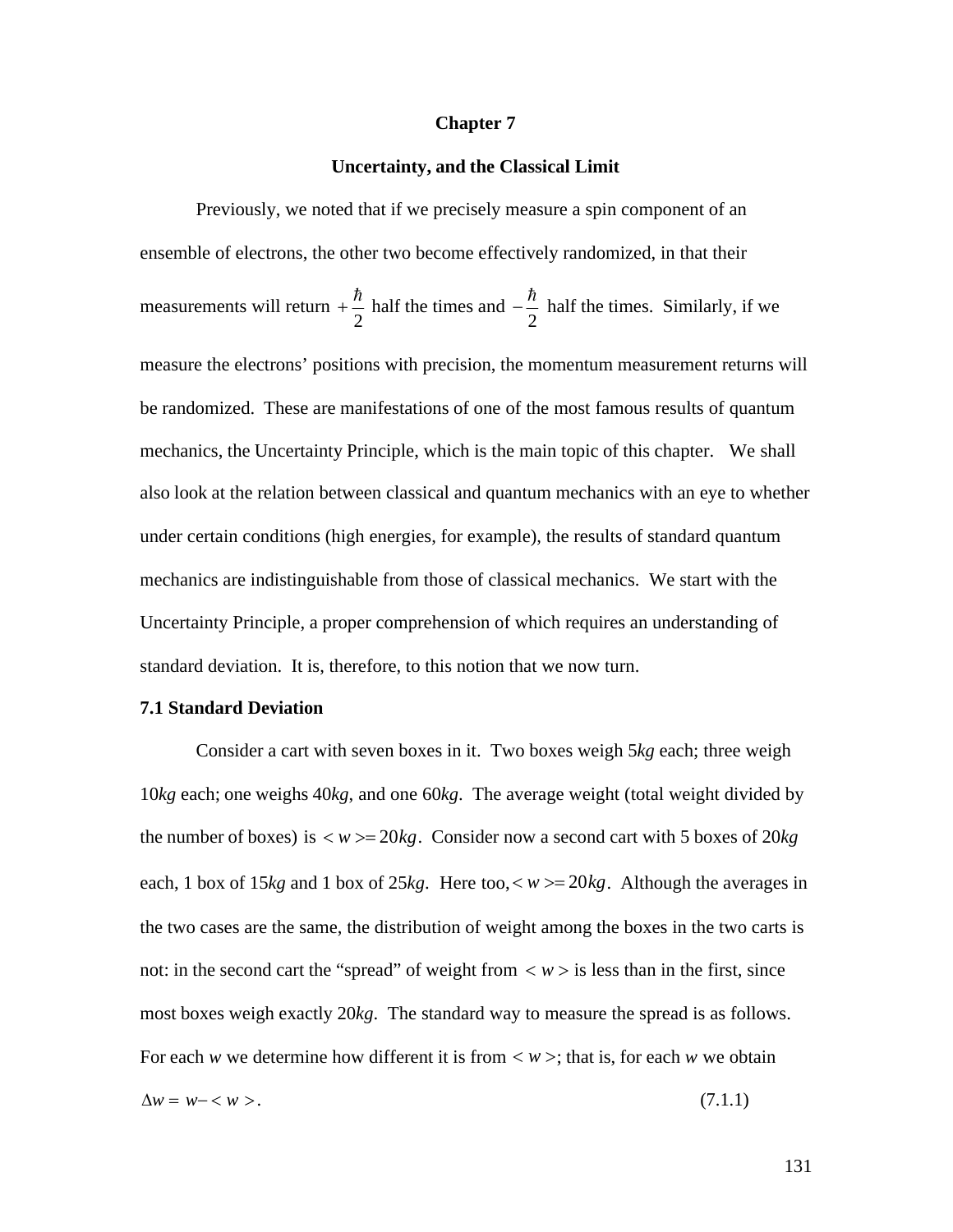# Chapter 7

## Uncertainty, and the Classical Limit

Previously, we noted that if we precisely measure a spin component of an ensemble of electrons, the other two become effectively randomized, in that their measurements will return $+\frac{\hbar}{2}$ half the times and $-\frac{\hbar}{2}$ half the times. Similarly, if we measure the electrons' positions with precision, the momentum measurement returns will be randomized. These are manifestations of one of the most famous results of quantum mechanics, the Uncertainty Principle, which is the main topic of this chapter. We shall also look at the relation between classical and quantum mechanics with an eye to whether under certain conditions (high energies, for example), the results of standard quantum mechanics are indistinguishable from those of classical mechanics. We start with the Uncertainty Principle, a proper comprehension of which requires an understanding of standard deviation. It is, therefore, to this notion that we now turn.

### 7.1 Standard Deviation

Consider a cart with seven boxes in it. Two boxes weigh 5*kg* each; three weigh 10*kg* each; one weighs 40*kg*, and one 60*kg*. The average weight (total weight divided by the number of boxes) is $<w>=20kg$. Consider now a second cart with 5 boxes of 20*kg* each, 1 box of 15*kg* and 1 box of 25*kg*. Here too, $<w>=20kg$. Although the averages in the two cases are the same, the distribution of weight among the boxes in the two carts is not: in the second cart the "spread" of weight from $<w>$ is less than in the first, since most boxes weigh exactly 20*kg*. The standard way to measure the spread is as follows. For each *w* we determine how different it is from $<w>$; that is, for each *w* we obtain

$$\Delta w = w - <w>. \tag{7.1.1}$$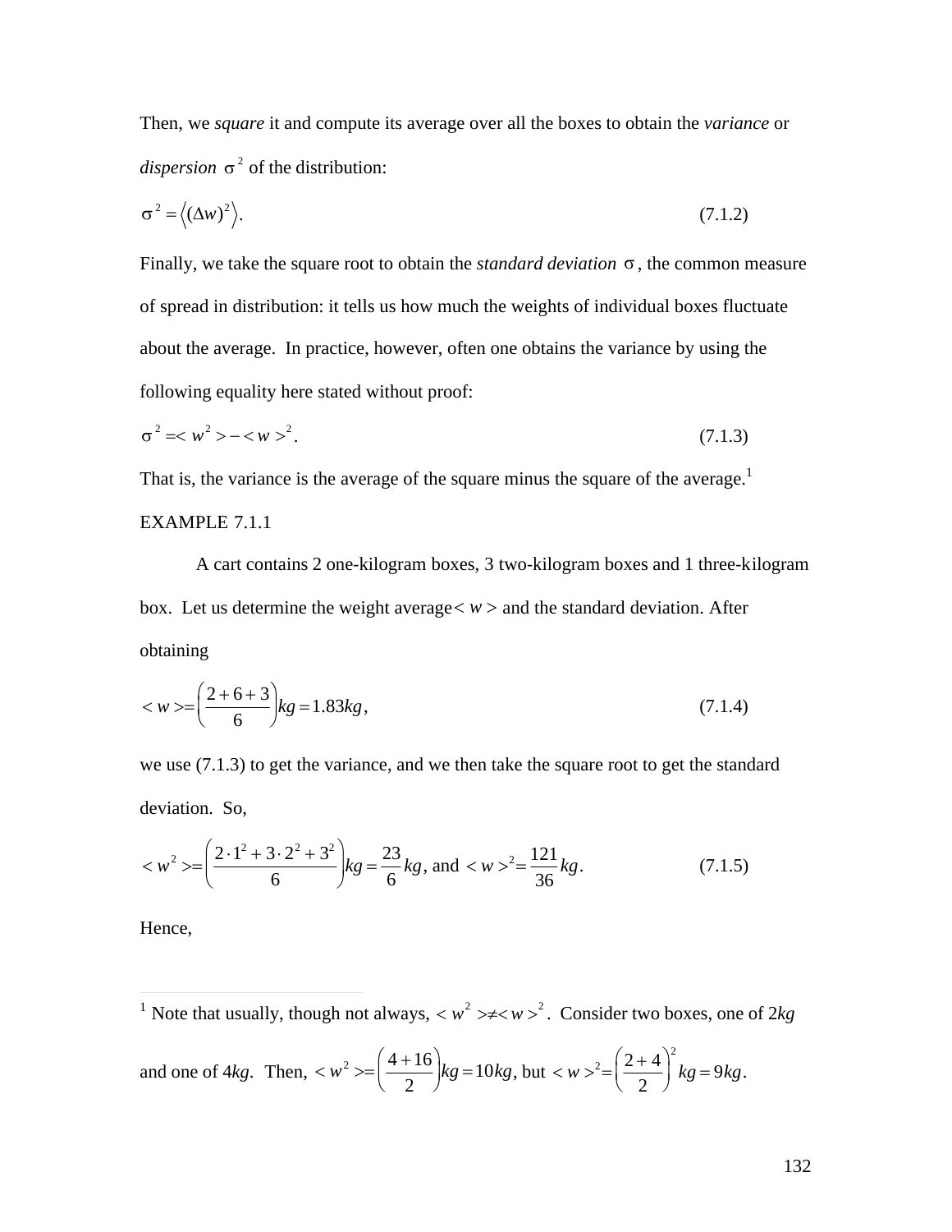Then, we *square* it and compute its average over all the boxes to obtain the *variance* or *dispersion* $\sigma^2$ of the distribution:

$$\sigma^2 = \left\langle (\Delta w)^2 \right\rangle. \tag{7.1.2}$$

Finally, we take the square root to obtain the *standard deviation* $\sigma$, the common measure of spread in distribution: it tells us how much the weights of individual boxes fluctuate about the average. In practice, however, often one obtains the variance by using the following equality here stated without proof:

$$\sigma^2 = < w^2 > - < w >^2. \tag{7.1.3}$$

That is, the variance is the average of the square minus the square of the average.[1]

EXAMPLE 7.1.1

A cart contains 2 one-kilogram boxes, 3 two-kilogram boxes and 1 three-kilogram box. Let us determine the weight average $< w >$ and the standard deviation. After obtaining

$$< w > = \left( \frac{2+6+3}{6} \right) kg = 1.83 kg, \tag{7.1.4}$$

we use (7.1.3) to get the variance, and we then take the square root to get the standard deviation. So,

$$< w^2 > = \left( \frac{2 \cdot 1^2 + 3 \cdot 2^2 + 3^2}{6} \right) kg = \frac{23}{6} kg, \text{ and } < w >^2 = \frac{121}{36} kg. \tag{7.1.5}$$

Hence,

---

[1] Note that usually, though not always, $< w^2 > \neq < w >^2$. Consider two boxes, one of 2*kg* and one of 4*kg*. Then, $< w^2 > = \left( \frac{4+16}{2} \right) kg = 10 kg$, but $< w >^2 = \left( \frac{2+4}{2} \right)^2 kg = 9 kg$.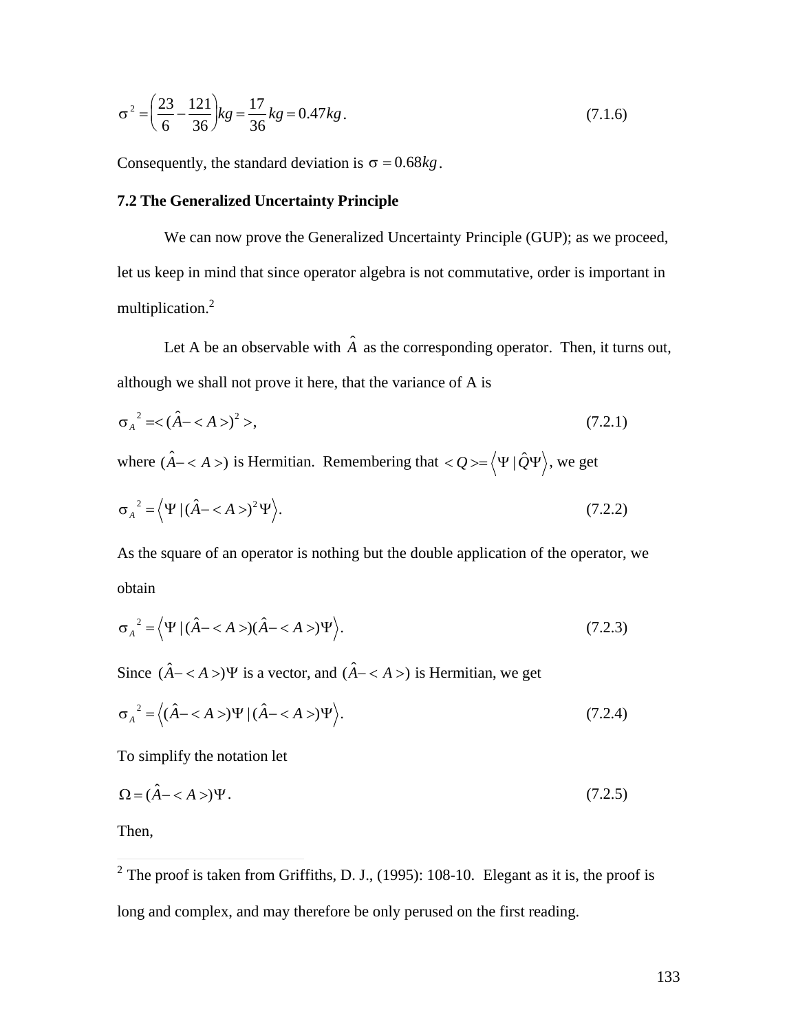$$\sigma^2 = \left(\frac{23}{6} - \frac{121}{36}\right)kg = \frac{17}{36}kg = 0.47kg. \tag{7.1.6}$$

Consequently, the standard deviation is $\sigma = 0.68kg$.

**7.2 The Generalized Uncertainty Principle**

We can now prove the Generalized Uncertainty Principle (GUP); as we proceed, let us keep in mind that since operator algebra is not commutative, order is important in multiplication.[2]

Let A be an observable with $\hat{A}$ as the corresponding operator. Then, it turns out, although we shall not prove it here, that the variance of A is

$$\sigma_A{}^2 = <(\hat{A} - <A>)^2>, \tag{7.2.1}$$

where $(\hat{A} - <A>)$ is Hermitian. Remembering that $<Q> = \left\langle \Psi \mid \hat{Q}\Psi \right\rangle$, we get

$$\sigma_A{}^2 = \left\langle \Psi \mid (\hat{A} - <A>)^2 \Psi \right\rangle. \tag{7.2.2}$$

As the square of an operator is nothing but the double application of the operator, we obtain

$$\sigma_A{}^2 = \left\langle \Psi \mid (\hat{A} - <A>)(\hat{A} - <A>)\Psi \right\rangle. \tag{7.2.3}$$

Since $(\hat{A} - <A>)\Psi$ is a vector, and $(\hat{A} - <A>)$ is Hermitian, we get

$$\sigma_A{}^2 = \left\langle (\hat{A} - <A>)\Psi \mid (\hat{A} - <A>)\Psi \right\rangle. \tag{7.2.4}$$

To simplify the notation let

$$\Omega = (\hat{A} - <A>)\Psi. \tag{7.2.5}$$

Then,

---

[2] The proof is taken from Griffiths, D. J., (1995): 108-10. Elegant as it is, the proof is long and complex, and may therefore be only perused on the first reading.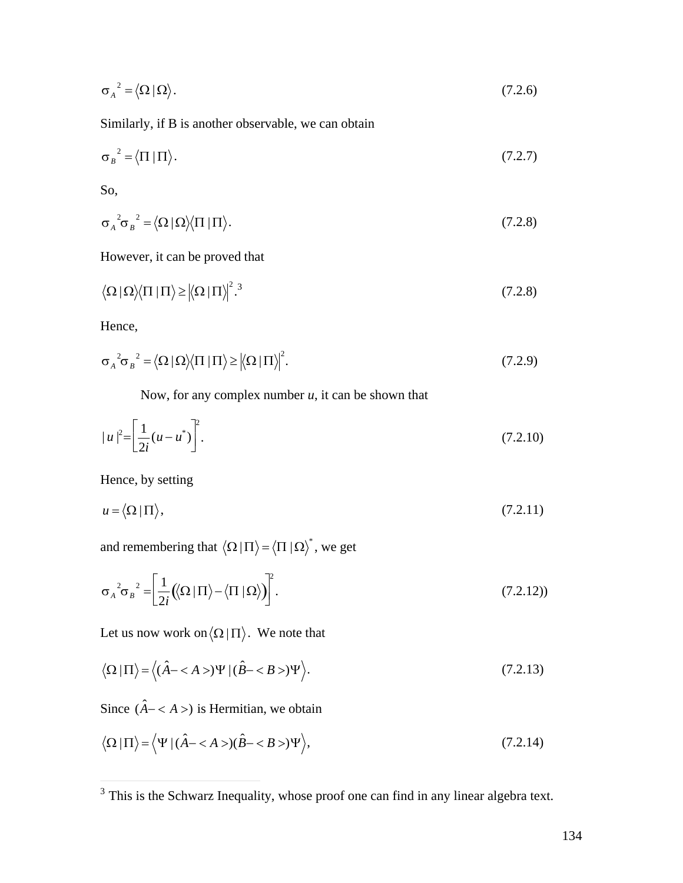$$\sigma_A{}^2 = \langle \Omega | \Omega \rangle. \tag{7.2.6}$$

Similarly, if B is another observable, we can obtain

$$\sigma_B{}^2 = \langle \Pi | \Pi \rangle. \tag{7.2.7}$$

So,

$$\sigma_A{}^2 \sigma_B{}^2 = \langle \Omega | \Omega \rangle \langle \Pi | \Pi \rangle. \tag{7.2.8}$$

However, it can be proved that

$$\langle \Omega | \Omega \rangle \langle \Pi | \Pi \rangle \geq \left| \langle \Omega | \Pi \rangle \right|^2 .^3 \tag{7.2.8}$$

Hence,

$$\sigma_A{}^2 \sigma_B{}^2 = \langle \Omega | \Omega \rangle \langle \Pi | \Pi \rangle \geq \left| \langle \Omega | \Pi \rangle \right|^2 . \tag{7.2.9}$$

Now, for any complex number *u*, it can be shown that

$$| u |^2 = \left[ \frac{1}{2i} (u - u^*) \right]^2 . \tag{7.2.10}$$

Hence, by setting

$$u = \langle \Omega | \Pi \rangle, \tag{7.2.11}$$

and remembering that $\langle \Omega | \Pi \rangle = \langle \Pi | \Omega \rangle^*$, we get

$$\sigma_A{}^2 \sigma_B{}^2 = \left[ \frac{1}{2i} \left( \langle \Omega | \Pi \rangle - \langle \Pi | \Omega \rangle \right) \right]^2 . \tag{7.2.12)}$$

Let us now work on $\langle \Omega | \Pi \rangle$. We note that

$$\langle \Omega | \Pi \rangle = \left\langle (\hat{A} - \langle A \rangle) \Psi | (\hat{B} - \langle B \rangle) \Psi \right\rangle. \tag{7.2.13}$$

Since $(\hat{A} - \langle A \rangle)$ is Hermitian, we obtain

$$\langle \Omega | \Pi \rangle = \left\langle \Psi | (\hat{A} - \langle A \rangle)(\hat{B} - \langle B \rangle) \Psi \right\rangle, \tag{7.2.14}$$

---

[3] This is the Schwarz Inequality, whose proof one can find in any linear algebra text.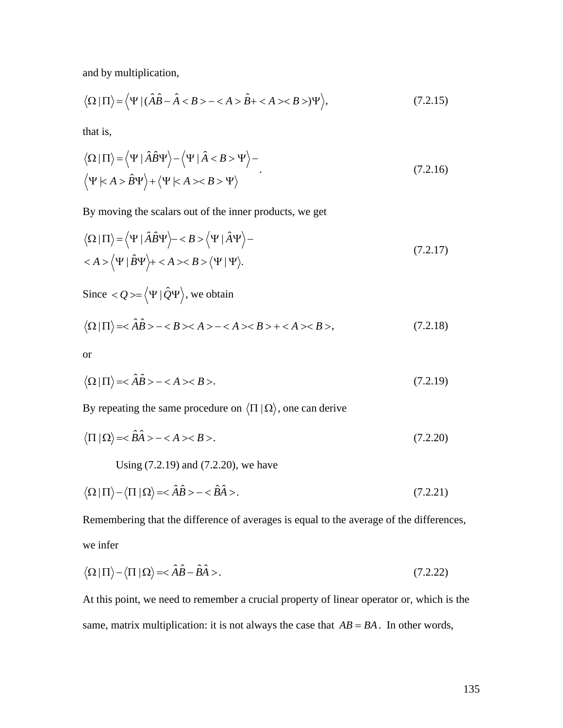and by multiplication,

$$\langle \Omega | \Pi \rangle = \left\langle \Psi | (\hat{A}\hat{B} - \hat{A} < B > - < A > \hat{B} + < A >< B >)\Psi \right\rangle, \tag{7.2.15}$$

that is,

$$\begin{aligned} \langle \Omega | \Pi \rangle &= \left\langle \Psi | \hat{A}\hat{B}\Psi \right\rangle - \left\langle \Psi | \hat{A} < B > \Psi \right\rangle - \\ &\left\langle \Psi | < A > \hat{B}\Psi \right\rangle + \left\langle \Psi | < A >< B > \Psi \right\rangle \end{aligned}. \tag{7.2.16}$$

By moving the scalars out of the inner products, we get

$$\begin{aligned} \langle \Omega | \Pi \rangle &= \left\langle \Psi | \hat{A}\hat{B}\Psi \right\rangle - < B > \left\langle \Psi | \hat{A}\Psi \right\rangle - \\ &< A > \left\langle \Psi | \hat{B}\Psi \right\rangle + < A >< B > \langle \Psi | \Psi \rangle. \end{aligned} \tag{7.2.17}$$

Since $< Q > = \left\langle \Psi | \hat{Q}\Psi \right\rangle$, we obtain

$$\langle \Omega | \Pi \rangle = < \hat{A}\hat{B} > - < B >< A > - < A >< B > + < A >< B >, \tag{7.2.18}$$

or

$$\langle \Omega | \Pi \rangle = < \hat{A}\hat{B} > - < A >< B >. \tag{7.2.19}$$

By repeating the same procedure on $\langle \Pi | \Omega \rangle$, one can derive

$$\langle \Pi | \Omega \rangle = < \hat{B}\hat{A} > - < A >< B >. \tag{7.2.20}$$

Using (7.2.19) and (7.2.20), we have

$$\langle \Omega | \Pi \rangle - \langle \Pi | \Omega \rangle = < \hat{A}\hat{B} > - < \hat{B}\hat{A} >. \tag{7.2.21}$$

Remembering that the difference of averages is equal to the average of the differences, we infer

$$\langle \Omega | \Pi \rangle - \langle \Pi | \Omega \rangle = < \hat{A}\hat{B} - \hat{B}\hat{A} >. \tag{7.2.22}$$

At this point, we need to remember a crucial property of linear operator or, which is the same, matrix multiplication: it is not always the case that $AB = BA$. In other words,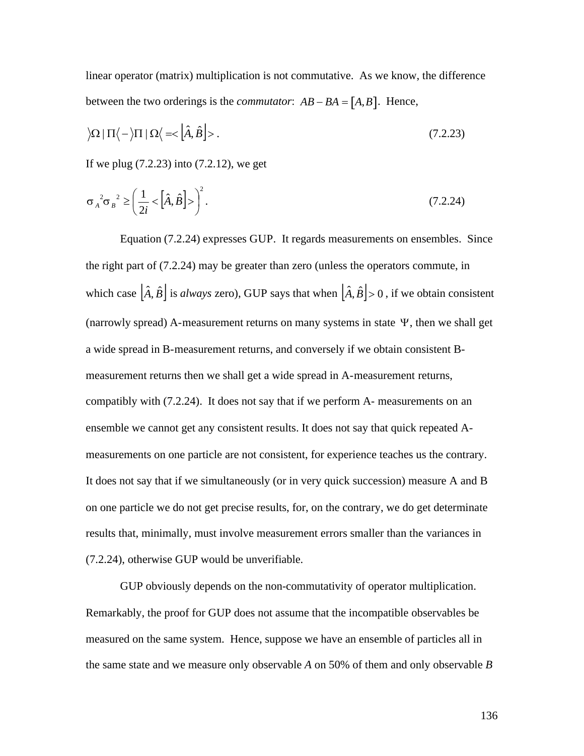linear operator (matrix) multiplication is not commutative. As we know, the difference between the two orderings is the *commutator*: $AB - BA = [A,B]$. Hence,

$$\rangle\Omega \,|\, \Pi\langle - \rangle\Pi \,|\, \Omega\langle = < \left[\hat{A},\hat{B}\right] > . \tag{7.2.23}$$

If we plug (7.2.23) into (7.2.12), we get

$$\sigma_A{}^2 \sigma_B{}^2 \geq \left( \frac{1}{2i} < \left[\hat{A},\hat{B}\right] > \right)^2 . \tag{7.2.24}$$

Equation (7.2.24) expresses GUP. It regards measurements on ensembles. Since the right part of (7.2.24) may be greater than zero (unless the operators commute, in which case $\left[\hat{A},\hat{B}\right]$ is *always* zero), GUP says that when $\left[\hat{A},\hat{B}\right] > 0$, if we obtain consistent (narrowly spread) A-measurement returns on many systems in state $\Psi$, then we shall get a wide spread in B-measurement returns, and conversely if we obtain consistent B-measurement returns then we shall get a wide spread in A-measurement returns, compatibly with (7.2.24). It does not say that if we perform A- measurements on an ensemble we cannot get any consistent results. It does not say that quick repeated A-measurements on one particle are not consistent, for experience teaches us the contrary. It does not say that if we simultaneously (or in very quick succession) measure A and B on one particle we do not get precise results, for, on the contrary, we do get determinate results that, minimally, must involve measurement errors smaller than the variances in (7.2.24), otherwise GUP would be unverifiable.

GUP obviously depends on the non-commutativity of operator multiplication. Remarkably, the proof for GUP does not assume that the incompatible observables be measured on the same system. Hence, suppose we have an ensemble of particles all in the same state and we measure only observable *A* on 50% of them and only observable *B*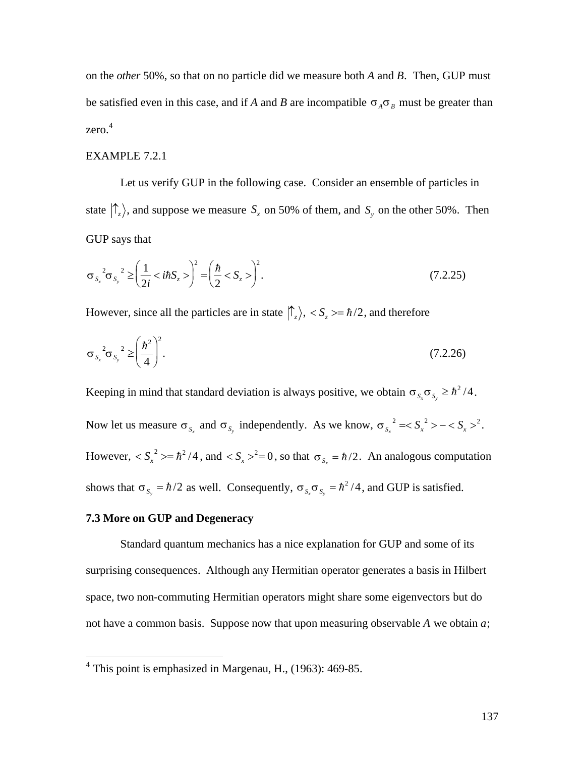on the *other* 50%, so that on no particle did we measure both *A* and *B*. Then, GUP must be satisfied even in this case, and if *A* and *B* are incompatible $\sigma_A \sigma_B$ must be greater than zero.[4]

EXAMPLE 7.2.1

Let us verify GUP in the following case. Consider an ensemble of particles in state $|\uparrow_z\rangle$, and suppose we measure $S_x$ on 50% of them, and $S_y$ on the other 50%. Then GUP says that

$$\sigma_{S_x}{}^2 \sigma_{S_y}{}^2 \geq \left( \frac{1}{2i} < i\hbar S_z > \right)^2 = \left( \frac{\hbar}{2} < S_z > \right)^2. \tag{7.2.25}$$

However, since all the particles are in state $|\uparrow_z\rangle$, $< S_z >= \hbar/2$, and therefore

$$\sigma_{S_x}{}^2 \sigma_{S_y}{}^2 \geq \left( \frac{\hbar^2}{4} \right)^2. \tag{7.2.26}$$

Keeping in mind that standard deviation is always positive, we obtain $\sigma_{S_x} \sigma_{S_y} \geq \hbar^2/4$. Now let us measure $\sigma_{S_x}$ and $\sigma_{S_y}$ independently. As we know, $\sigma_{S_x}{}^2 = < S_x{}^2 > - < S_x >^2$. However, $< S_x{}^2 >= \hbar^2/4$, and $< S_x >^2 = 0$, so that $\sigma_{S_x} = \hbar/2$. An analogous computation shows that $\sigma_{S_y} = \hbar/2$ as well. Consequently, $\sigma_{S_x} \sigma_{S_y} = \hbar^2/4$, and GUP is satisfied.

**7.3 More on GUP and Degeneracy**

Standard quantum mechanics has a nice explanation for GUP and some of its surprising consequences. Although any Hermitian operator generates a basis in Hilbert space, two non-commuting Hermitian operators might share some eigenvectors but do not have a common basis. Suppose now that upon measuring observable *A* we obtain *a*;

---

[4] This point is emphasized in Margenau, H., (1963): 469-85.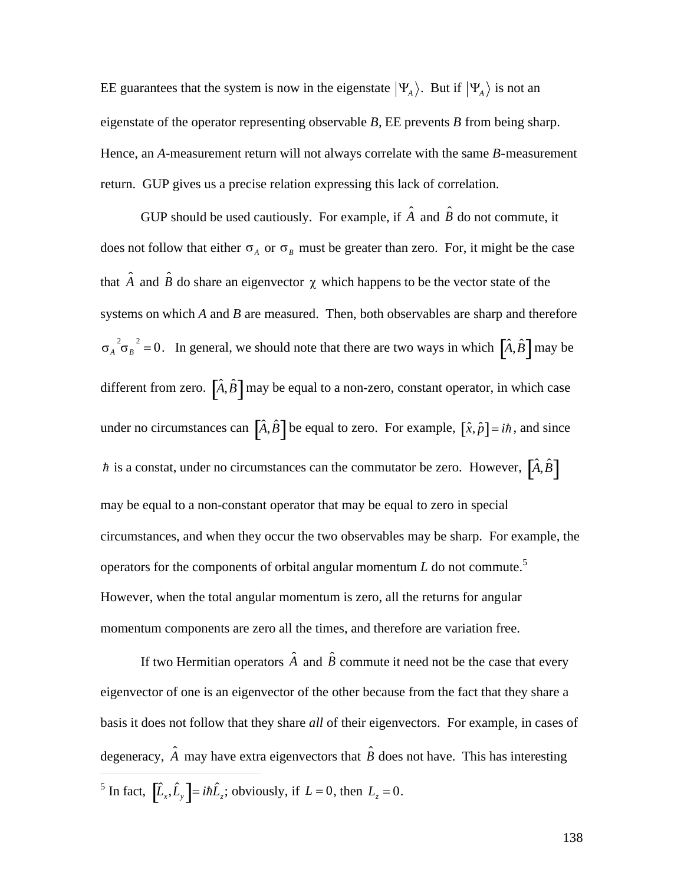EE guarantees that the system is now in the eigenstate $|\Psi_A\rangle$. But if $|\Psi_A\rangle$ is not an eigenstate of the operator representing observable *B*, EE prevents *B* from being sharp. Hence, an *A*-measurement return will not always correlate with the same *B*-measurement return. GUP gives us a precise relation expressing this lack of correlation.

GUP should be used cautiously. For example, if $\hat{A}$ and $\hat{B}$ do not commute, it does not follow that either $\sigma_A$ or $\sigma_B$ must be greater than zero. For, it might be the case that $\hat{A}$ and $\hat{B}$ do share an eigenvector $\chi$ which happens to be the vector state of the systems on which *A* and *B* are measured. Then, both observables are sharp and therefore $\sigma_A{}^2\sigma_B{}^2 = 0$. In general, we should note that there are two ways in which $[\hat{A}, \hat{B}]$ may be different from zero. $[\hat{A}, \hat{B}]$ may be equal to a non-zero, constant operator, in which case under no circumstances can $[\hat{A}, \hat{B}]$ be equal to zero. For example, $[\hat{x}, \hat{p}] = i\hbar$, and since $\hbar$ is a constat, under no circumstances can the commutator be zero. However, $[\hat{A}, \hat{B}]$ may be equal to a non-constant operator that may be equal to zero in special circumstances, and when they occur the two observables may be sharp. For example, the operators for the components of orbital angular momentum *L* do not commute.[5] However, when the total angular momentum is zero, all the returns for angular momentum components are zero all the times, and therefore are variation free.

If two Hermitian operators $\hat{A}$ and $\hat{B}$ commute it need not be the case that every eigenvector of one is an eigenvector of the other because from the fact that they share a basis it does not follow that they share *all* of their eigenvectors. For example, in cases of degeneracy, $\hat{A}$ may have extra eigenvectors that $\hat{B}$ does not have. This has interesting

[5] In fact, $[\hat{L}_x, \hat{L}_y] = i\hbar\hat{L}_z$; obviously, if $L = 0$, then $L_z = 0$.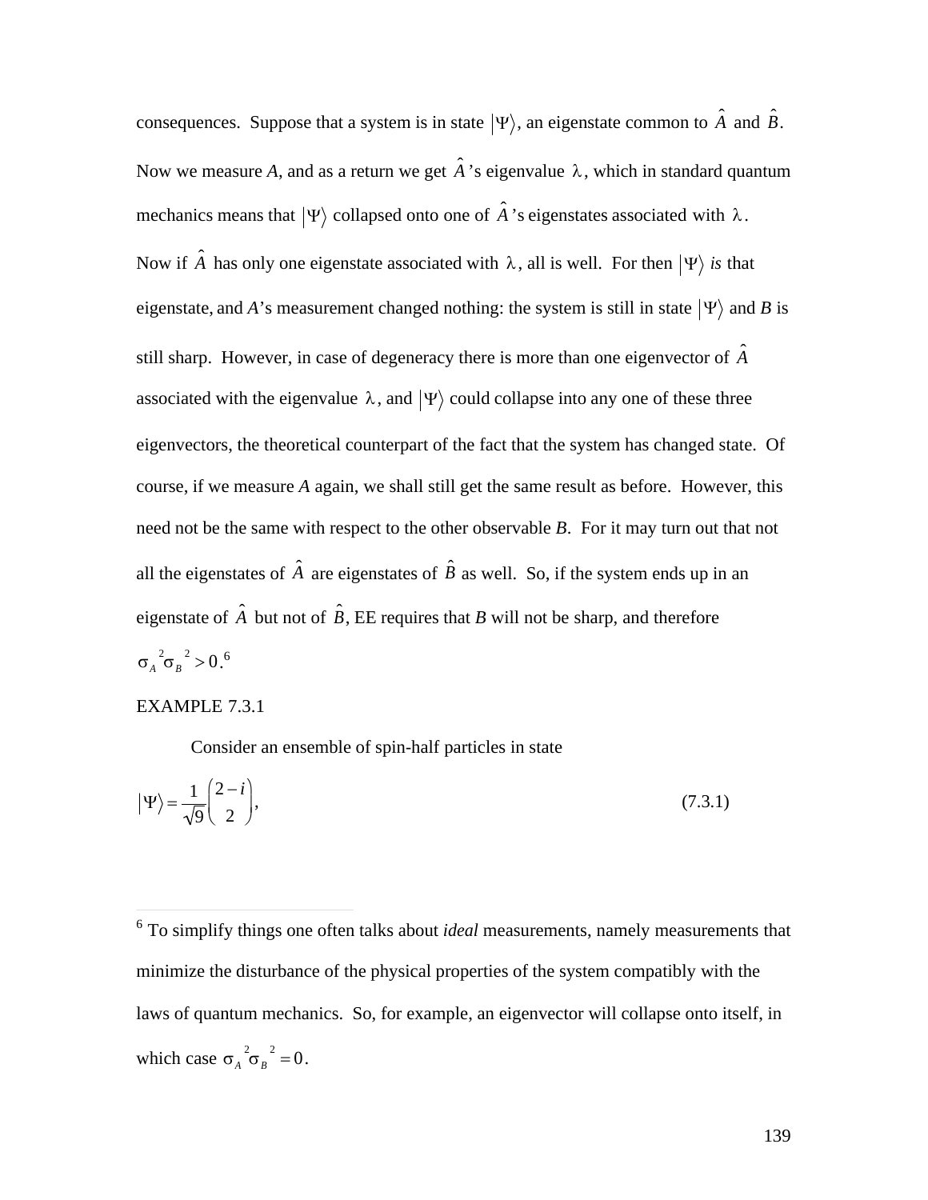consequences. Suppose that a system is in state $|\Psi\rangle$, an eigenstate common to $\hat{A}$ and $\hat{B}$. Now we measure *A*, and as a return we get $\hat{A}$'s eigenvalue $\lambda$, which in standard quantum mechanics means that $|\Psi\rangle$ collapsed onto one of $\hat{A}$'s eigenstates associated with $\lambda$. Now if $\hat{A}$ has only one eigenstate associated with $\lambda$, all is well. For then $|\Psi\rangle$ *is* that eigenstate, and *A*'s measurement changed nothing: the system is still in state $|\Psi\rangle$ and *B* is still sharp. However, in case of degeneracy there is more than one eigenvector of $\hat{A}$ associated with the eigenvalue $\lambda$, and $|\Psi\rangle$ could collapse into any one of these three eigenvectors, the theoretical counterpart of the fact that the system has changed state. Of course, if we measure *A* again, we shall still get the same result as before. However, this need not be the same with respect to the other observable *B*. For it may turn out that not all the eigenstates of $\hat{A}$ are eigenstates of $\hat{B}$ as well. So, if the system ends up in an eigenstate of $\hat{A}$ but not of $\hat{B}$, EE requires that *B* will not be sharp, and therefore $\sigma_A{}^2\sigma_B{}^2 > 0$.[6]

EXAMPLE 7.3.1

Consider an ensemble of spin-half particles in state

$$|\Psi\rangle = \frac{1}{\sqrt{9}}\begin{pmatrix} 2-i \\ 2 \end{pmatrix}, \tag{7.3.1}$$

---

[6] To simplify things one often talks about *ideal* measurements, namely measurements that minimize the disturbance of the physical properties of the system compatibly with the laws of quantum mechanics. So, for example, an eigenvector will collapse onto itself, in which case $\sigma_A{}^2\sigma_B{}^2 = 0$.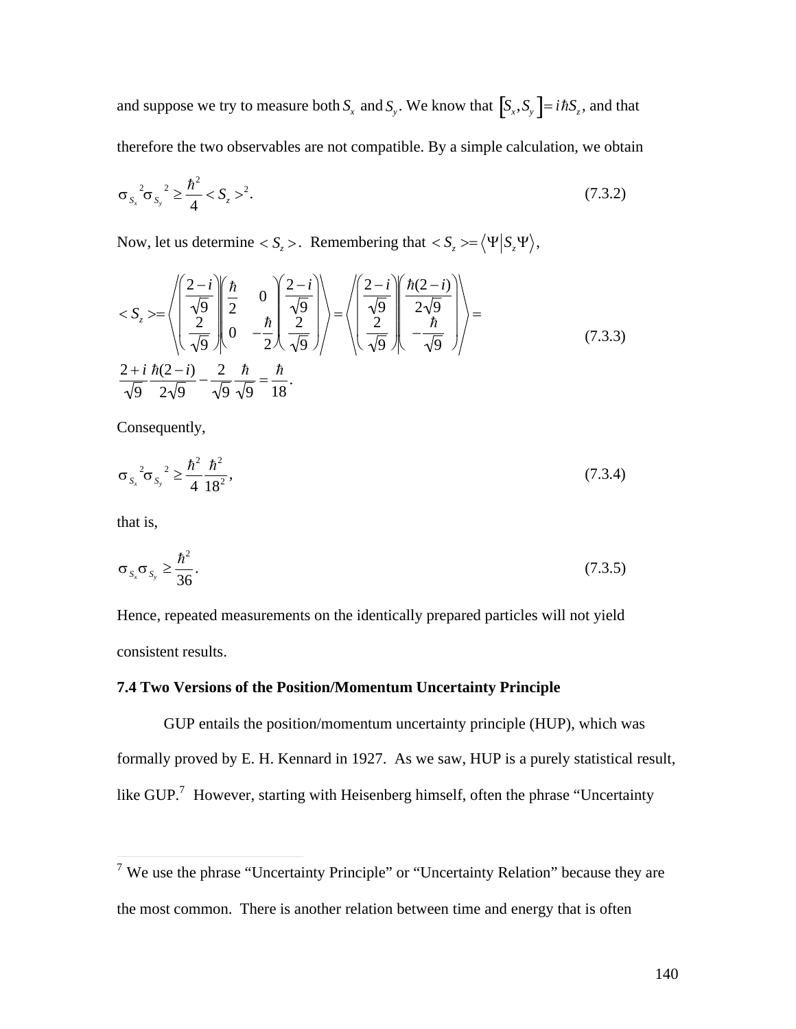and suppose we try to measure both $S_x$ and $S_y$. We know that $\left[S_x, S_y\right] = i\hbar S_z$, and that therefore the two observables are not compatible. By a simple calculation, we obtain

$$\sigma_{S_x}{}^2 \sigma_{S_y}{}^2 \geq \frac{\hbar^2}{4} < S_z >^2. \tag{7.3.2}$$

Now, let us determine $< S_z >$. Remembering that $< S_z > = \left\langle \Psi \middle| S_z \Psi \right\rangle$,

$$< S_z > = \left\langle \begin{pmatrix} \frac{2-i}{\sqrt{9}} \\ \frac{2}{\sqrt{9}} \end{pmatrix} \middle| \begin{pmatrix} \frac{\hbar}{2} & 0 \\ 0 & -\frac{\hbar}{2} \end{pmatrix} \begin{pmatrix} \frac{2-i}{\sqrt{9}} \\ \frac{2}{\sqrt{9}} \end{pmatrix} \right\rangle = \left\langle \begin{pmatrix} \frac{2-i}{\sqrt{9}} \\ \frac{2}{\sqrt{9}} \end{pmatrix} \middle| \begin{pmatrix} \frac{\hbar(2-i)}{2\sqrt{9}} \\ -\frac{\hbar}{\sqrt{9}} \end{pmatrix} \right\rangle =$$
$$\frac{2+i}{\sqrt{9}} \frac{\hbar(2-i)}{2\sqrt{9}} - \frac{2}{\sqrt{9}} \frac{\hbar}{\sqrt{9}} = \frac{\hbar}{18}. \tag{7.3.3}$$

Consequently,

$$\sigma_{S_x}{}^2 \sigma_{S_y}{}^2 \geq \frac{\hbar^2}{4} \frac{\hbar^2}{18^2}, \tag{7.3.4}$$

that is,

$$\sigma_{S_x} \sigma_{S_y} \geq \frac{\hbar^2}{36}. \tag{7.3.5}$$

Hence, repeated measurements on the identically prepared particles will not yield consistent results.

**7.4 Two Versions of the Position/Momentum Uncertainty Principle**

GUP entails the position/momentum uncertainty principle (HUP), which was formally proved by E. H. Kennard in 1927. As we saw, HUP is a purely statistical result, like GUP.[7] However, starting with Heisenberg himself, often the phrase "Uncertainty

[7] We use the phrase "Uncertainty Principle" or "Uncertainty Relation" because they are the most common. There is another relation between time and energy that is often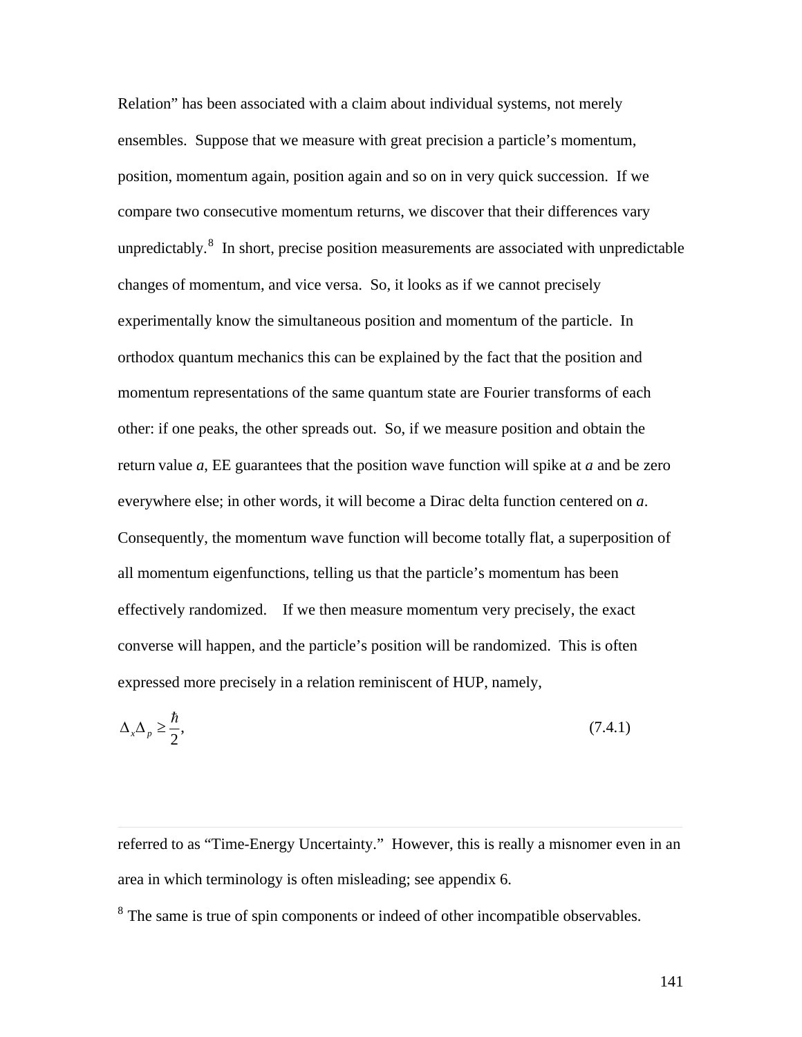Relation" has been associated with a claim about individual systems, not merely ensembles. Suppose that we measure with great precision a particle's momentum, position, momentum again, position again and so on in very quick succession. If we compare two consecutive momentum returns, we discover that their differences vary unpredictably.[8] In short, precise position measurements are associated with unpredictable changes of momentum, and vice versa. So, it looks as if we cannot precisely experimentally know the simultaneous position and momentum of the particle. In orthodox quantum mechanics this can be explained by the fact that the position and momentum representations of the same quantum state are Fourier transforms of each other: if one peaks, the other spreads out. So, if we measure position and obtain the return value *a*, EE guarantees that the position wave function will spike at *a* and be zero everywhere else; in other words, it will become a Dirac delta function centered on *a*. Consequently, the momentum wave function will become totally flat, a superposition of all momentum eigenfunctions, telling us that the particle's momentum has been effectively randomized. If we then measure momentum very precisely, the exact converse will happen, and the particle's position will be randomized. This is often expressed more precisely in a relation reminiscent of HUP, namely,

$$\Delta_x \Delta_p \geq \frac{\hbar}{2}, \tag{7.4.1}$$

---

referred to as "Time-Energy Uncertainty." However, this is really a misnomer even in an area in which terminology is often misleading; see appendix 6.

[8] The same is true of spin components or indeed of other incompatible observables.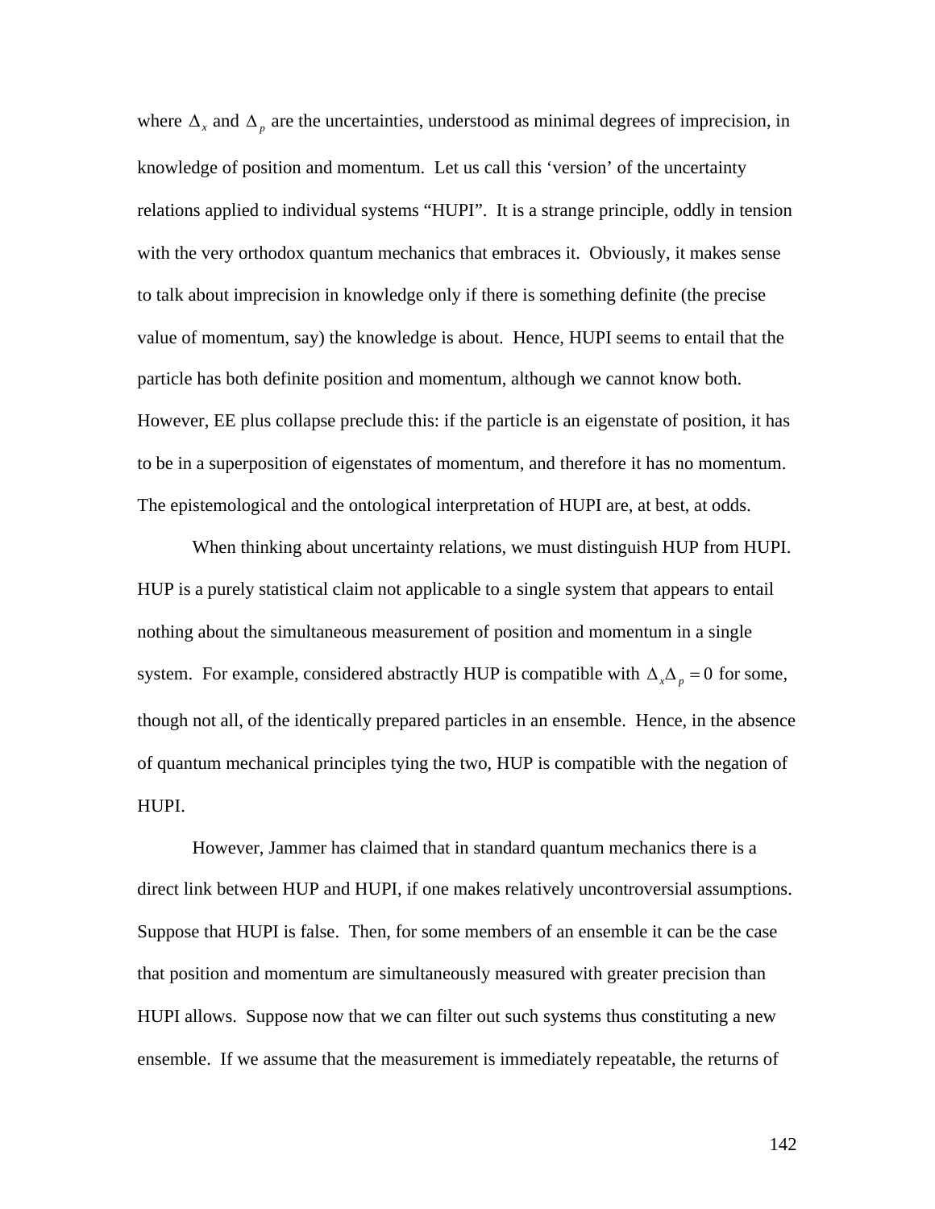where $\Delta_x$ and $\Delta_p$ are the uncertainties, understood as minimal degrees of imprecision, in knowledge of position and momentum. Let us call this 'version' of the uncertainty relations applied to individual systems "HUPI". It is a strange principle, oddly in tension with the very orthodox quantum mechanics that embraces it. Obviously, it makes sense to talk about imprecision in knowledge only if there is something definite (the precise value of momentum, say) the knowledge is about. Hence, HUPI seems to entail that the particle has both definite position and momentum, although we cannot know both. However, EE plus collapse preclude this: if the particle is an eigenstate of position, it has to be in a superposition of eigenstates of momentum, and therefore it has no momentum. The epistemological and the ontological interpretation of HUPI are, at best, at odds.

When thinking about uncertainty relations, we must distinguish HUP from HUPI. HUP is a purely statistical claim not applicable to a single system that appears to entail nothing about the simultaneous measurement of position and momentum in a single system. For example, considered abstractly HUP is compatible with $\Delta_x \Delta_p = 0$ for some, though not all, of the identically prepared particles in an ensemble. Hence, in the absence of quantum mechanical principles tying the two, HUP is compatible with the negation of HUPI.

However, Jammer has claimed that in standard quantum mechanics there is a direct link between HUP and HUPI, if one makes relatively uncontroversial assumptions. Suppose that HUPI is false. Then, for some members of an ensemble it can be the case that position and momentum are simultaneously measured with greater precision than HUPI allows. Suppose now that we can filter out such systems thus constituting a new ensemble. If we assume that the measurement is immediately repeatable, the returns of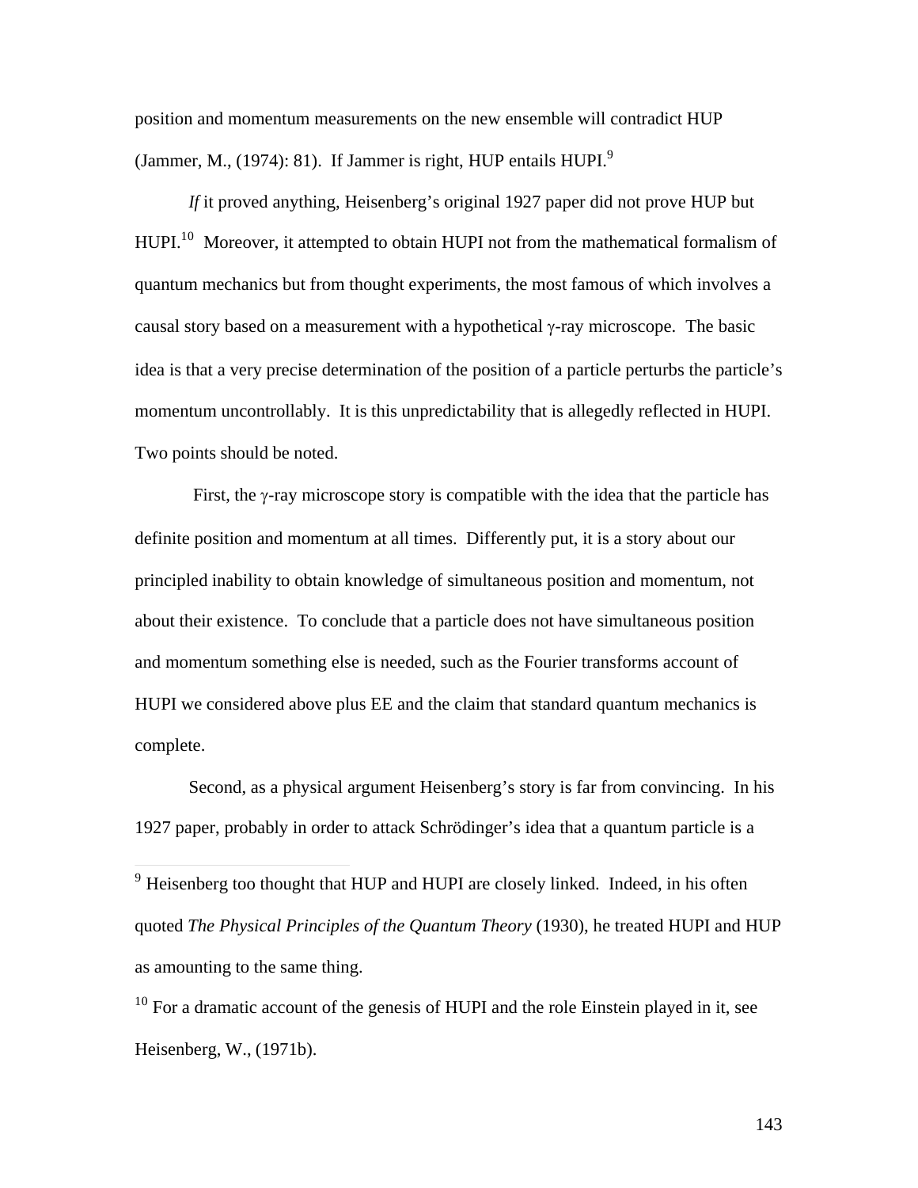position and momentum measurements on the new ensemble will contradict HUP (Jammer, M., (1974): 81). If Jammer is right, HUP entails HUPI.[9]

*If* it proved anything, Heisenberg's original 1927 paper did not prove HUP but HUPI.[10] Moreover, it attempted to obtain HUPI not from the mathematical formalism of quantum mechanics but from thought experiments, the most famous of which involves a causal story based on a measurement with a hypothetical γ-ray microscope. The basic idea is that a very precise determination of the position of a particle perturbs the particle's momentum uncontrollably. It is this unpredictability that is allegedly reflected in HUPI. Two points should be noted.

First, the γ-ray microscope story is compatible with the idea that the particle has definite position and momentum at all times. Differently put, it is a story about our principled inability to obtain knowledge of simultaneous position and momentum, not about their existence. To conclude that a particle does not have simultaneous position and momentum something else is needed, such as the Fourier transforms account of HUPI we considered above plus EE and the claim that standard quantum mechanics is complete.

Second, as a physical argument Heisenberg's story is far from convincing. In his 1927 paper, probably in order to attack Schrödinger's idea that a quantum particle is a

---

[9] Heisenberg too thought that HUP and HUPI are closely linked. Indeed, in his often quoted *The Physical Principles of the Quantum Theory* (1930), he treated HUPI and HUP as amounting to the same thing.

[10] For a dramatic account of the genesis of HUPI and the role Einstein played in it, see Heisenberg, W., (1971b).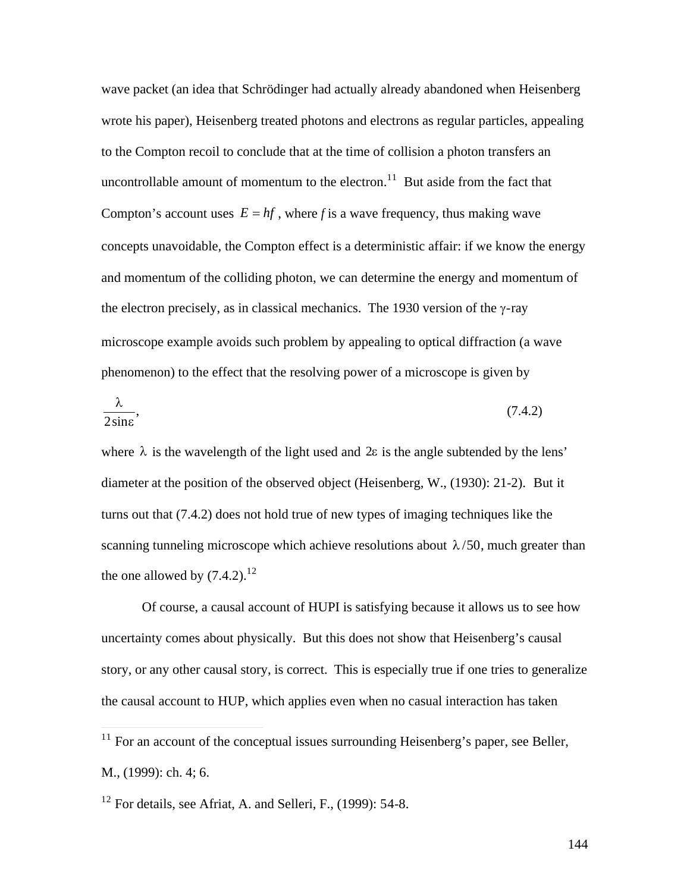wave packet (an idea that Schrödinger had actually already abandoned when Heisenberg wrote his paper), Heisenberg treated photons and electrons as regular particles, appealing to the Compton recoil to conclude that at the time of collision a photon transfers an uncontrollable amount of momentum to the electron.[11] But aside from the fact that Compton's account uses $E = hf$, where *f* is a wave frequency, thus making wave concepts unavoidable, the Compton effect is a deterministic affair: if we know the energy and momentum of the colliding photon, we can determine the energy and momentum of the electron precisely, as in classical mechanics. The 1930 version of the $\gamma$-ray microscope example avoids such problem by appealing to optical diffraction (a wave phenomenon) to the effect that the resolving power of a microscope is given by

$$\frac{\lambda}{2\sin\varepsilon}, \tag{7.4.2}$$

where $\lambda$ is the wavelength of the light used and $2\varepsilon$ is the angle subtended by the lens' diameter at the position of the observed object (Heisenberg, W., (1930): 21-2). But it turns out that (7.4.2) does not hold true of new types of imaging techniques like the scanning tunneling microscope which achieve resolutions about $\lambda/50$, much greater than the one allowed by (7.4.2).[12]

Of course, a causal account of HUPI is satisfying because it allows us to see how uncertainty comes about physically. But this does not show that Heisenberg's causal story, or any other causal story, is correct. This is especially true if one tries to generalize the causal account to HUP, which applies even when no casual interaction has taken

---

[11] For an account of the conceptual issues surrounding Heisenberg's paper, see Beller, M., (1999): ch. 4; 6.

[12] For details, see Afriat, A. and Selleri, F., (1999): 54-8.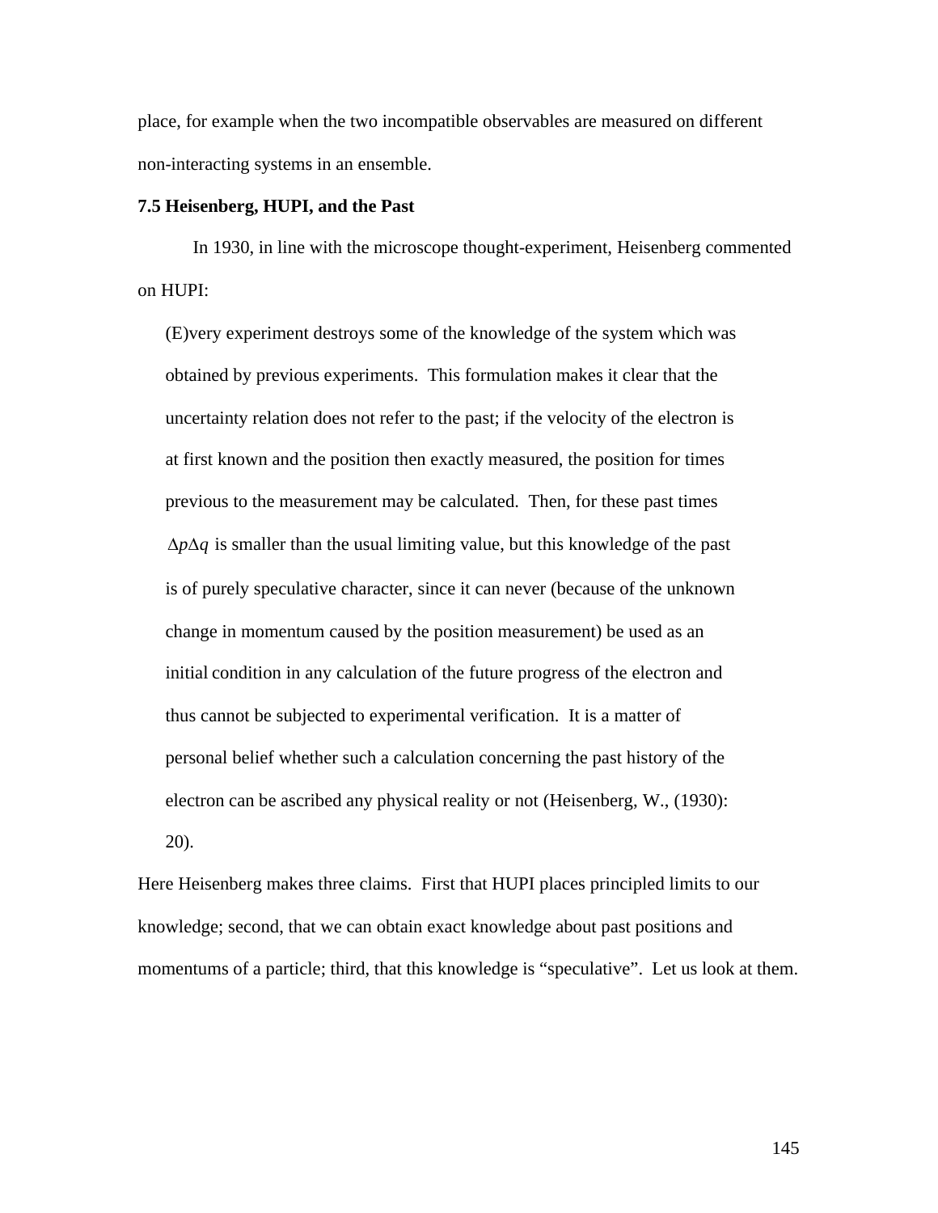place, for example when the two incompatible observables are measured on different non-interacting systems in an ensemble.

### 7.5 Heisenberg, HUPI, and the Past

In 1930, in line with the microscope thought-experiment, Heisenberg commented on HUPI:

> (E)very experiment destroys some of the knowledge of the system which was obtained by previous experiments. This formulation makes it clear that the uncertainty relation does not refer to the past; if the velocity of the electron is at first known and the position then exactly measured, the position for times previous to the measurement may be calculated. Then, for these past times $\Delta p \Delta q$ is smaller than the usual limiting value, but this knowledge of the past is of purely speculative character, since it can never (because of the unknown change in momentum caused by the position measurement) be used as an initial condition in any calculation of the future progress of the electron and thus cannot be subjected to experimental verification. It is a matter of personal belief whether such a calculation concerning the past history of the electron can be ascribed any physical reality or not (Heisenberg, W., (1930): 20).

Here Heisenberg makes three claims. First that HUPI places principled limits to our knowledge; second, that we can obtain exact knowledge about past positions and momentums of a particle; third, that this knowledge is "speculative". Let us look at them.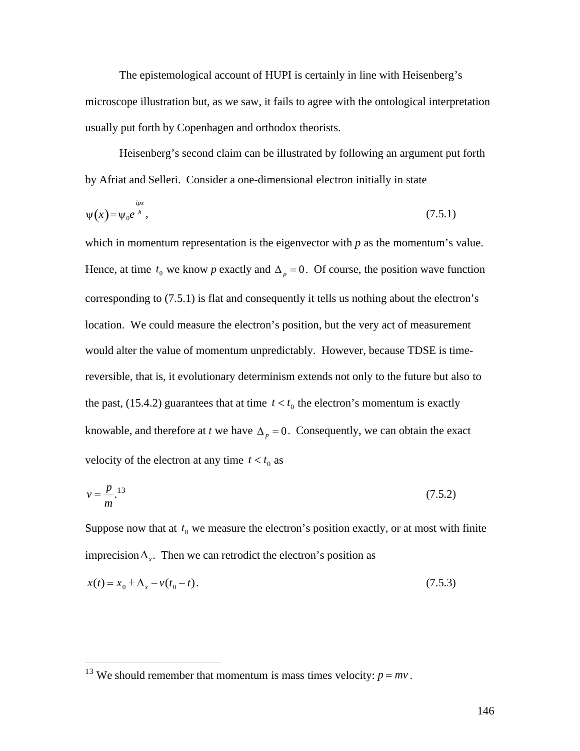The epistemological account of HUPI is certainly in line with Heisenberg's microscope illustration but, as we saw, it fails to agree with the ontological interpretation usually put forth by Copenhagen and orthodox theorists.

Heisenberg's second claim can be illustrated by following an argument put forth by Afriat and Selleri. Consider a one-dimensional electron initially in state

$$\psi(x) = \psi_0 e^{\frac{ipx}{\hbar}}, \tag{7.5.1}$$

which in momentum representation is the eigenvector with $p$ as the momentum's value. Hence, at time $t_0$ we know $p$ exactly and $\Delta_p = 0$. Of course, the position wave function corresponding to (7.5.1) is flat and consequently it tells us nothing about the electron's location. We could measure the electron's position, but the very act of measurement would alter the value of momentum unpredictably. However, because TDSE is time-reversible, that is, it evolutionary determinism extends not only to the future but also to the past, (15.4.2) guarantees that at time $t < t_0$ the electron's momentum is exactly knowable, and therefore at $t$ we have $\Delta_p = 0$. Consequently, we can obtain the exact velocity of the electron at any time $t < t_0$ as

$$v = \frac{p}{m}.[13] \tag{7.5.2}$$

Suppose now that at $t_0$ we measure the electron's position exactly, or at most with finite imprecision $\Delta_x$. Then we can retrodict the electron's position as

$$x(t) = x_0 \pm \Delta_x - v(t_0 - t). \tag{7.5.3}$$

[13] We should remember that momentum is mass times velocity: $p = mv$.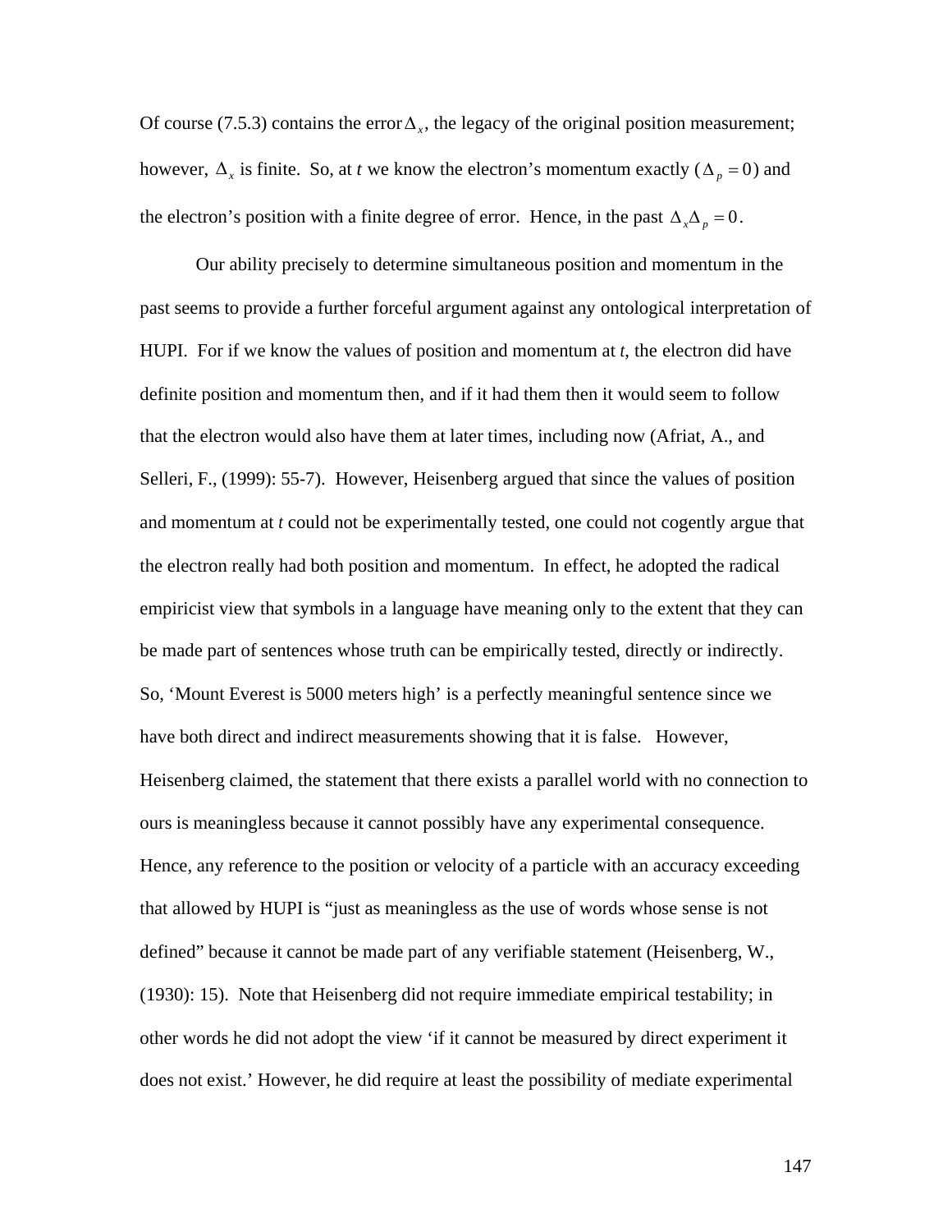Of course (7.5.3) contains the error $\Delta_x$, the legacy of the original position measurement; however, $\Delta_x$ is finite. So, at *t* we know the electron's momentum exactly ($\Delta_p = 0$) and the electron's position with a finite degree of error. Hence, in the past $\Delta_x \Delta_p = 0$.

Our ability precisely to determine simultaneous position and momentum in the past seems to provide a further forceful argument against any ontological interpretation of HUPI. For if we know the values of position and momentum at *t*, the electron did have definite position and momentum then, and if it had them then it would seem to follow that the electron would also have them at later times, including now (Afriat, A., and Selleri, F., (1999): 55-7). However, Heisenberg argued that since the values of position and momentum at *t* could not be experimentally tested, one could not cogently argue that the electron really had both position and momentum. In effect, he adopted the radical empiricist view that symbols in a language have meaning only to the extent that they can be made part of sentences whose truth can be empirically tested, directly or indirectly. So, 'Mount Everest is 5000 meters high' is a perfectly meaningful sentence since we have both direct and indirect measurements showing that it is false. However, Heisenberg claimed, the statement that there exists a parallel world with no connection to ours is meaningless because it cannot possibly have any experimental consequence. Hence, any reference to the position or velocity of a particle with an accuracy exceeding that allowed by HUPI is "just as meaningless as the use of words whose sense is not defined" because it cannot be made part of any verifiable statement (Heisenberg, W., (1930): 15). Note that Heisenberg did not require immediate empirical testability; in other words he did not adopt the view 'if it cannot be measured by direct experiment it does not exist.' However, he did require at least the possibility of mediate experimental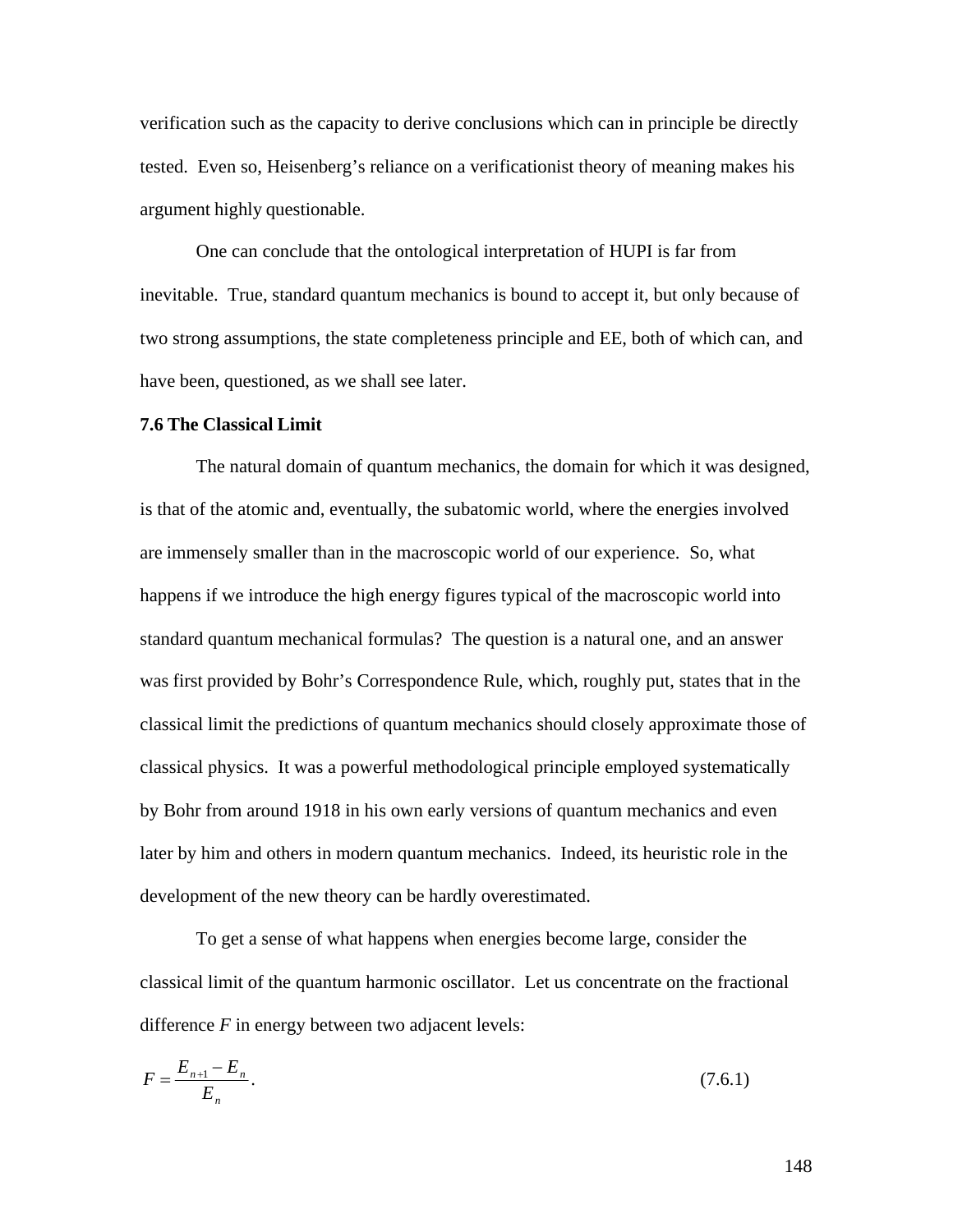verification such as the capacity to derive conclusions which can in principle be directly tested. Even so, Heisenberg's reliance on a verificationist theory of meaning makes his argument highly questionable.

One can conclude that the ontological interpretation of HUPI is far from inevitable. True, standard quantum mechanics is bound to accept it, but only because of two strong assumptions, the state completeness principle and EE, both of which can, and have been, questioned, as we shall see later.

**7.6 The Classical Limit**

The natural domain of quantum mechanics, the domain for which it was designed, is that of the atomic and, eventually, the subatomic world, where the energies involved are immensely smaller than in the macroscopic world of our experience. So, what happens if we introduce the high energy figures typical of the macroscopic world into standard quantum mechanical formulas? The question is a natural one, and an answer was first provided by Bohr's Correspondence Rule, which, roughly put, states that in the classical limit the predictions of quantum mechanics should closely approximate those of classical physics. It was a powerful methodological principle employed systematically by Bohr from around 1918 in his own early versions of quantum mechanics and even later by him and others in modern quantum mechanics. Indeed, its heuristic role in the development of the new theory can be hardly overestimated.

To get a sense of what happens when energies become large, consider the classical limit of the quantum harmonic oscillator. Let us concentrate on the fractional difference $F$ in energy between two adjacent levels:

$$F = \frac{E_{n+1} - E_n}{E_n}. \tag{7.6.1}$$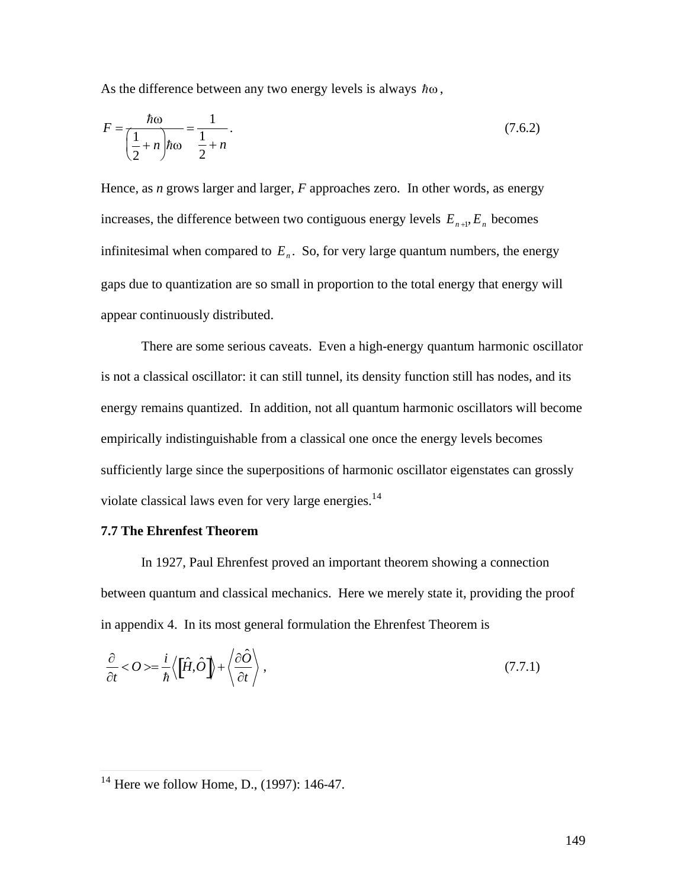As the difference between any two energy levels is always $\hbar\omega$,

$$F = \frac{\hbar\omega}{\left(\frac{1}{2} + n\right)\hbar\omega} = \frac{1}{\frac{1}{2} + n}. \tag{7.6.2}$$

Hence, as *n* grows larger and larger, *F* approaches zero. In other words, as energy increases, the difference between two contiguous energy levels $E_{n+1}, E_n$ becomes infinitesimal when compared to $E_n$. So, for very large quantum numbers, the energy gaps due to quantization are so small in proportion to the total energy that energy will appear continuously distributed.

There are some serious caveats. Even a high-energy quantum harmonic oscillator is not a classical oscillator: it can still tunnel, its density function still has nodes, and its energy remains quantized. In addition, not all quantum harmonic oscillators will become empirically indistinguishable from a classical one once the energy levels becomes sufficiently large since the superpositions of harmonic oscillator eigenstates can grossly violate classical laws even for very large energies.[14]

**7.7 The Ehrenfest Theorem**

In 1927, Paul Ehrenfest proved an important theorem showing a connection between quantum and classical mechanics. Here we merely state it, providing the proof in appendix 4. In its most general formulation the Ehrenfest Theorem is

$$\frac{\partial}{\partial t} < O > = \frac{i}{\hbar}\left\langle \left[\hat{H}, \hat{O}\right] \right\rangle + \left\langle \frac{\partial \hat{O}}{\partial t} \right\rangle, \tag{7.7.1}$$

[14] Here we follow Home, D., (1997): 146-47.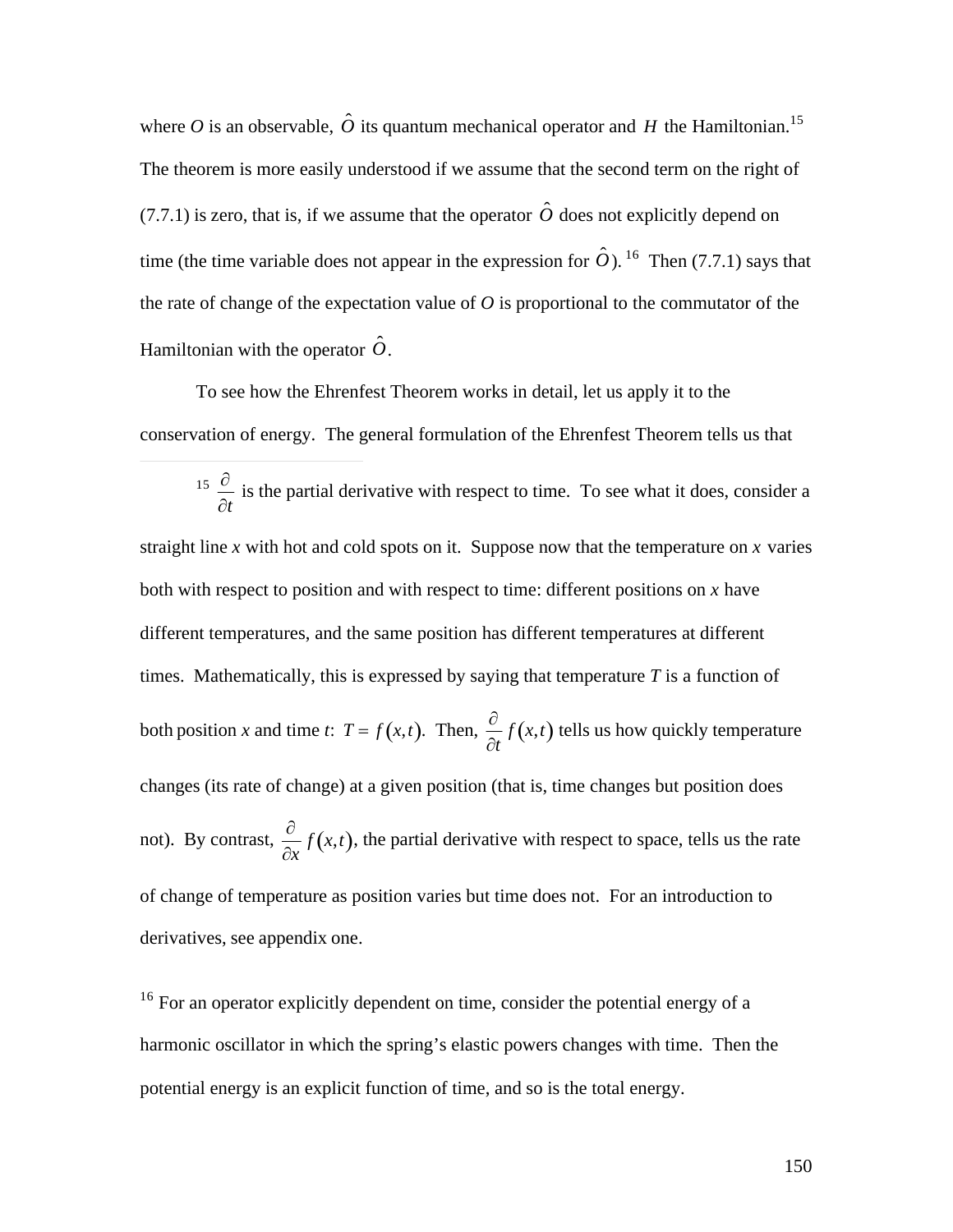where $O$ is an observable, $\hat{O}$ its quantum mechanical operator and $H$ the Hamiltonian.[15] The theorem is more easily understood if we assume that the second term on the right of (7.7.1) is zero, that is, if we assume that the operator $\hat{O}$ does not explicitly depend on time (the time variable does not appear in the expression for $\hat{O}$).[16] Then (7.7.1) says that the rate of change of the expectation value of $O$ is proportional to the commutator of the Hamiltonian with the operator $\hat{O}$.

To see how the Ehrenfest Theorem works in detail, let us apply it to the conservation of energy. The general formulation of the Ehrenfest Theorem tells us that

---

[15] $\frac{\partial}{\partial t}$ is the partial derivative with respect to time. To see what it does, consider a straight line $x$ with hot and cold spots on it. Suppose now that the temperature on $x$ varies both with respect to position and with respect to time: different positions on $x$ have different temperatures, and the same position has different temperatures at different times. Mathematically, this is expressed by saying that temperature $T$ is a function of both position $x$ and time $t$: $T = f(x,t)$. Then, $\frac{\partial}{\partial t} f(x,t)$ tells us how quickly temperature changes (its rate of change) at a given position (that is, time changes but position does not). By contrast, $\frac{\partial}{\partial x} f(x,t)$, the partial derivative with respect to space, tells us the rate of change of temperature as position varies but time does not. For an introduction to derivatives, see appendix one.

[16] For an operator explicitly dependent on time, consider the potential energy of a harmonic oscillator in which the spring's elastic powers changes with time. Then the potential energy is an explicit function of time, and so is the total energy.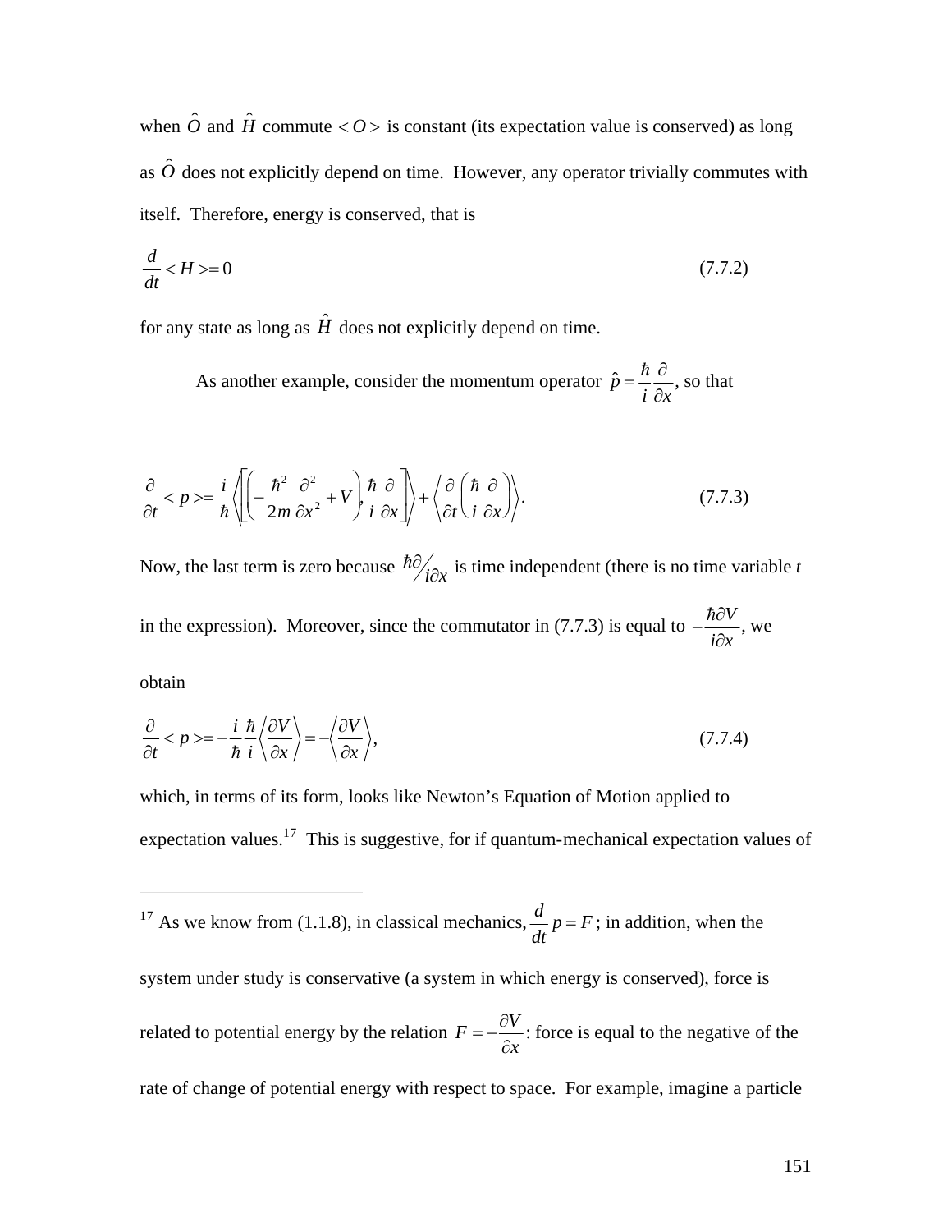when $\hat{O}$ and $\hat{H}$ commute $<O>$ is constant (its expectation value is conserved) as long as $\hat{O}$ does not explicitly depend on time. However, any operator trivially commutes with itself. Therefore, energy is conserved, that is

$$\frac{d}{dt} < H >= 0 \tag{7.7.2}$$

for any state as long as $\hat{H}$ does not explicitly depend on time.

As another example, consider the momentum operator $\hat{p} = \frac{\hbar}{i}\frac{\partial}{\partial x}$, so that

$$\frac{\partial}{\partial t} < p >= \frac{i}{\hbar}\left\langle\left[\left(-\frac{\hbar^2}{2m}\frac{\partial^2}{\partial x^2} + V\right), \frac{\hbar}{i}\frac{\partial}{\partial x}\right]\right\rangle + \left\langle\frac{\partial}{\partial t}\left(\frac{\hbar}{i}\frac{\partial}{\partial x}\right)\right\rangle. \tag{7.7.3}$$

Now, the last term is zero because $\hbar\partial / i\partial x$ is time independent (there is no time variable $t$ in the expression). Moreover, since the commutator in (7.7.3) is equal to $-\frac{\hbar\partial V}{i\partial x}$, we obtain

$$\frac{\partial}{\partial t} < p >= -\frac{i}{\hbar}\frac{\hbar}{i}\left\langle\frac{\partial V}{\partial x}\right\rangle = -\left\langle\frac{\partial V}{\partial x}\right\rangle, \tag{7.7.4}$$

which, in terms of its form, looks like Newton's Equation of Motion applied to expectation values.[17] This is suggestive, for if quantum-mechanical expectation values of

---

[17] As we know from (1.1.8), in classical mechanics, $\frac{d}{dt}p = F$; in addition, when the system under study is conservative (a system in which energy is conserved), force is related to potential energy by the relation $F = -\frac{\partial V}{\partial x}$: force is equal to the negative of the rate of change of potential energy with respect to space. For example, imagine a particle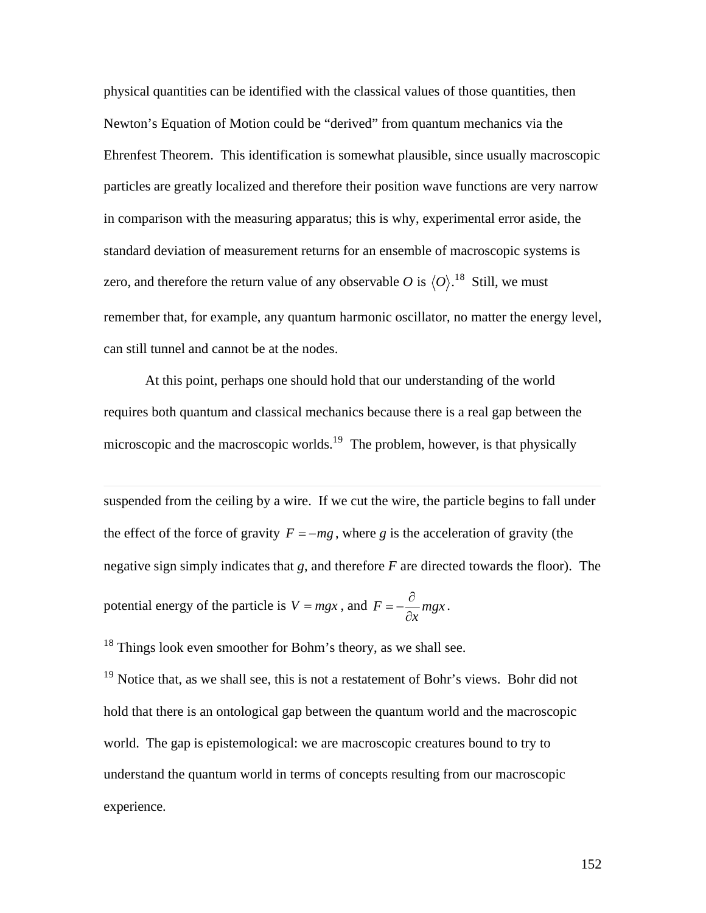physical quantities can be identified with the classical values of those quantities, then Newton's Equation of Motion could be "derived" from quantum mechanics via the Ehrenfest Theorem. This identification is somewhat plausible, since usually macroscopic particles are greatly localized and therefore their position wave functions are very narrow in comparison with the measuring apparatus; this is why, experimental error aside, the standard deviation of measurement returns for an ensemble of macroscopic systems is zero, and therefore the return value of any observable $O$ is $\langle O \rangle$.[18] Still, we must remember that, for example, any quantum harmonic oscillator, no matter the energy level, can still tunnel and cannot be at the nodes.

At this point, perhaps one should hold that our understanding of the world requires both quantum and classical mechanics because there is a real gap between the microscopic and the macroscopic worlds.[19] The problem, however, is that physically

---

suspended from the ceiling by a wire. If we cut the wire, the particle begins to fall under the effect of the force of gravity $F = -mg$, where $g$ is the acceleration of gravity (the negative sign simply indicates that $g$, and therefore $F$ are directed towards the floor). The potential energy of the particle is $V = mgx$, and $F = -\frac{\partial}{\partial x} mgx$.

[18] Things look even smoother for Bohm's theory, as we shall see.

[19] Notice that, as we shall see, this is not a restatement of Bohr's views. Bohr did not hold that there is an ontological gap between the quantum world and the macroscopic world. The gap is epistemological: we are macroscopic creatures bound to try to understand the quantum world in terms of concepts resulting from our macroscopic experience.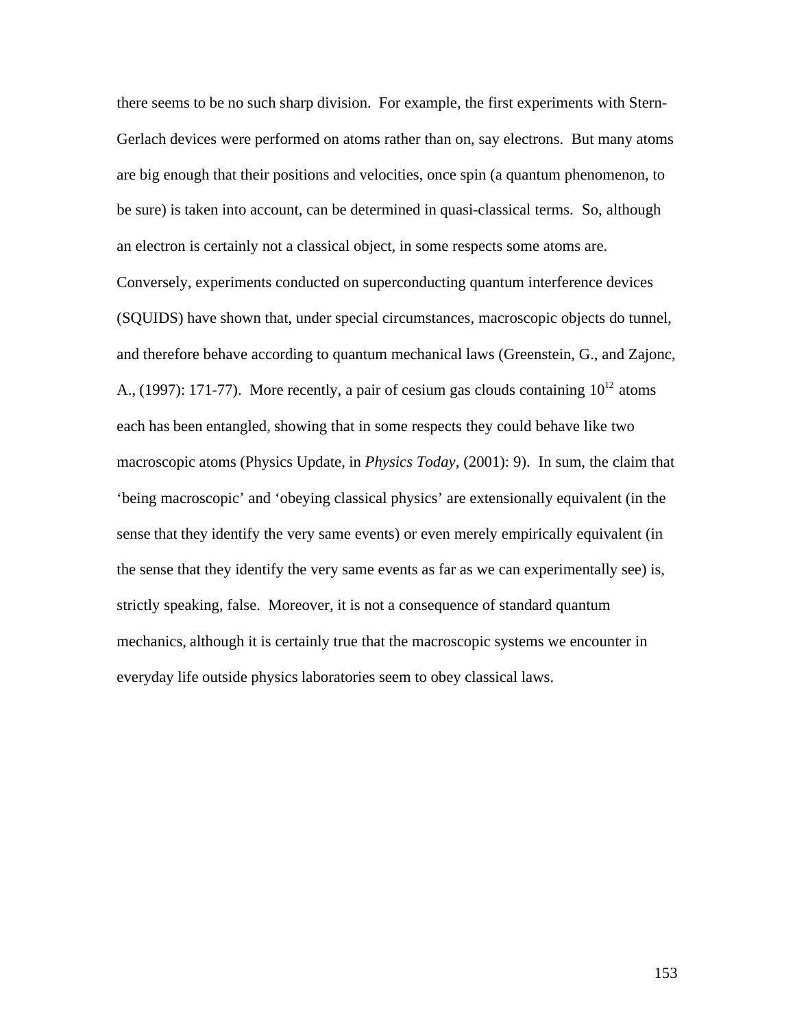there seems to be no such sharp division. For example, the first experiments with Stern-Gerlach devices were performed on atoms rather than on, say electrons. But many atoms are big enough that their positions and velocities, once spin (a quantum phenomenon, to be sure) is taken into account, can be determined in quasi-classical terms. So, although an electron is certainly not a classical object, in some respects some atoms are. Conversely, experiments conducted on superconducting quantum interference devices (SQUIDS) have shown that, under special circumstances, macroscopic objects do tunnel, and therefore behave according to quantum mechanical laws (Greenstein, G., and Zajonc, A., (1997): 171-77). More recently, a pair of cesium gas clouds containing $10^{12}$ atoms each has been entangled, showing that in some respects they could behave like two macroscopic atoms (Physics Update, in *Physics Today*, (2001): 9). In sum, the claim that 'being macroscopic' and 'obeying classical physics' are extensionally equivalent (in the sense that they identify the very same events) or even merely empirically equivalent (in the sense that they identify the very same events as far as we can experimentally see) is, strictly speaking, false. Moreover, it is not a consequence of standard quantum mechanics, although it is certainly true that the macroscopic systems we encounter in everyday life outside physics laboratories seem to obey classical laws.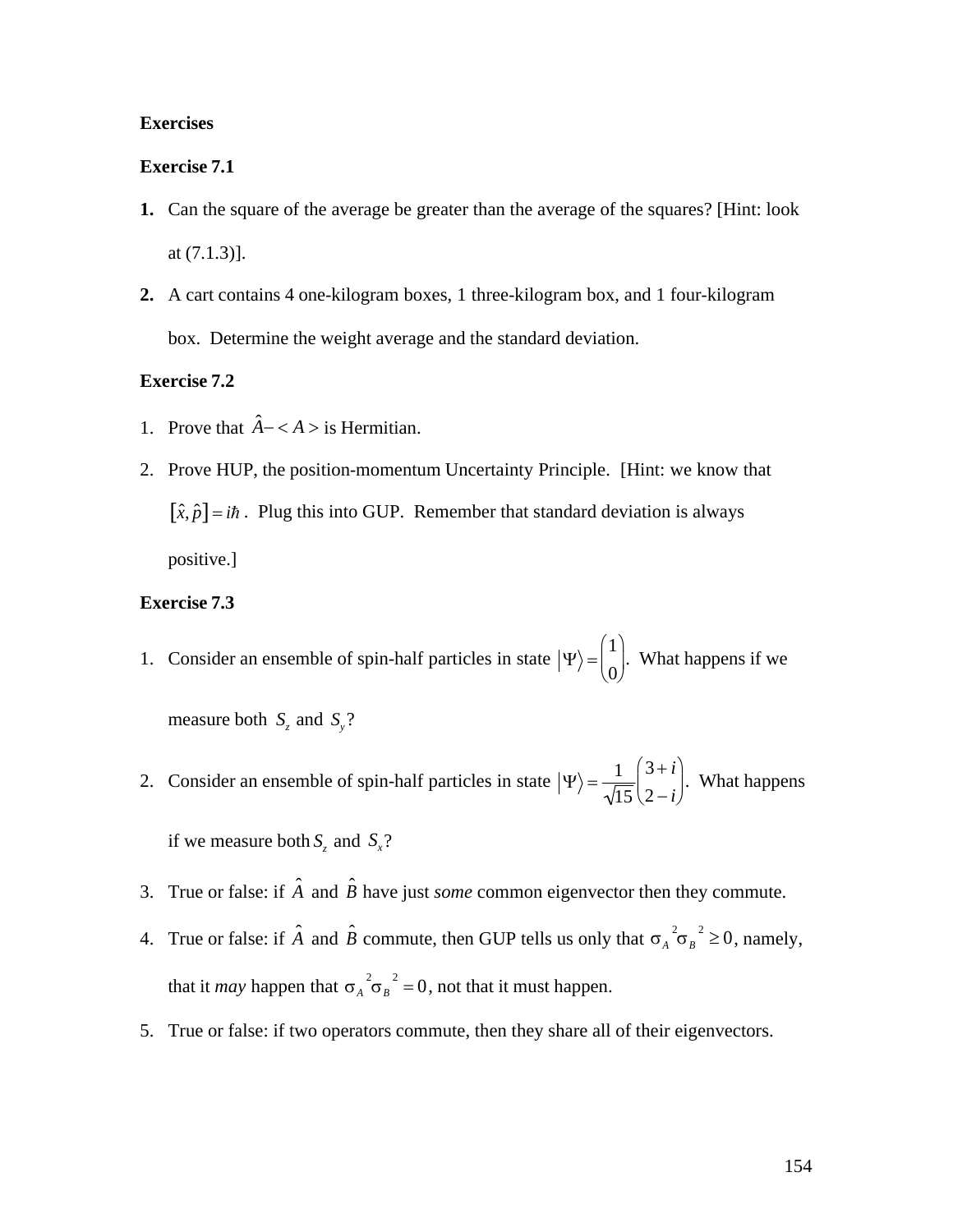**Exercises**

**Exercise 7.1**

**1.** Can the square of the average be greater than the average of the squares? [Hint: look at (7.1.3)].

**2.** A cart contains 4 one-kilogram boxes, 1 three-kilogram box, and 1 four-kilogram box. Determine the weight average and the standard deviation.

**Exercise 7.2**

1. Prove that $\hat{A} - \langle A \rangle$ is Hermitian.
2. Prove HUP, the position-momentum Uncertainty Principle. [Hint: we know that $[\hat{x}, \hat{p}] = i\hbar$. Plug this into GUP. Remember that standard deviation is always positive.]

**Exercise 7.3**

1. Consider an ensemble of spin-half particles in state $|\Psi\rangle = \begin{pmatrix} 1 \\ 0 \end{pmatrix}$. What happens if we measure both $S_z$ and $S_y$?
2. Consider an ensemble of spin-half particles in state $|\Psi\rangle = \frac{1}{\sqrt{15}} \begin{pmatrix} 3+i \\ 2-i \end{pmatrix}$. What happens if we measure both $S_z$ and $S_x$?
3. True or false: if $\hat{A}$ and $\hat{B}$ have just *some* common eigenvector then they commute.
4. True or false: if $\hat{A}$ and $\hat{B}$ commute, then GUP tells us only that $\sigma_A{}^2 \sigma_B{}^2 \geq 0$, namely, that it *may* happen that $\sigma_A{}^2 \sigma_B{}^2 = 0$, not that it must happen.
5. True or false: if two operators commute, then they share all of their eigenvectors.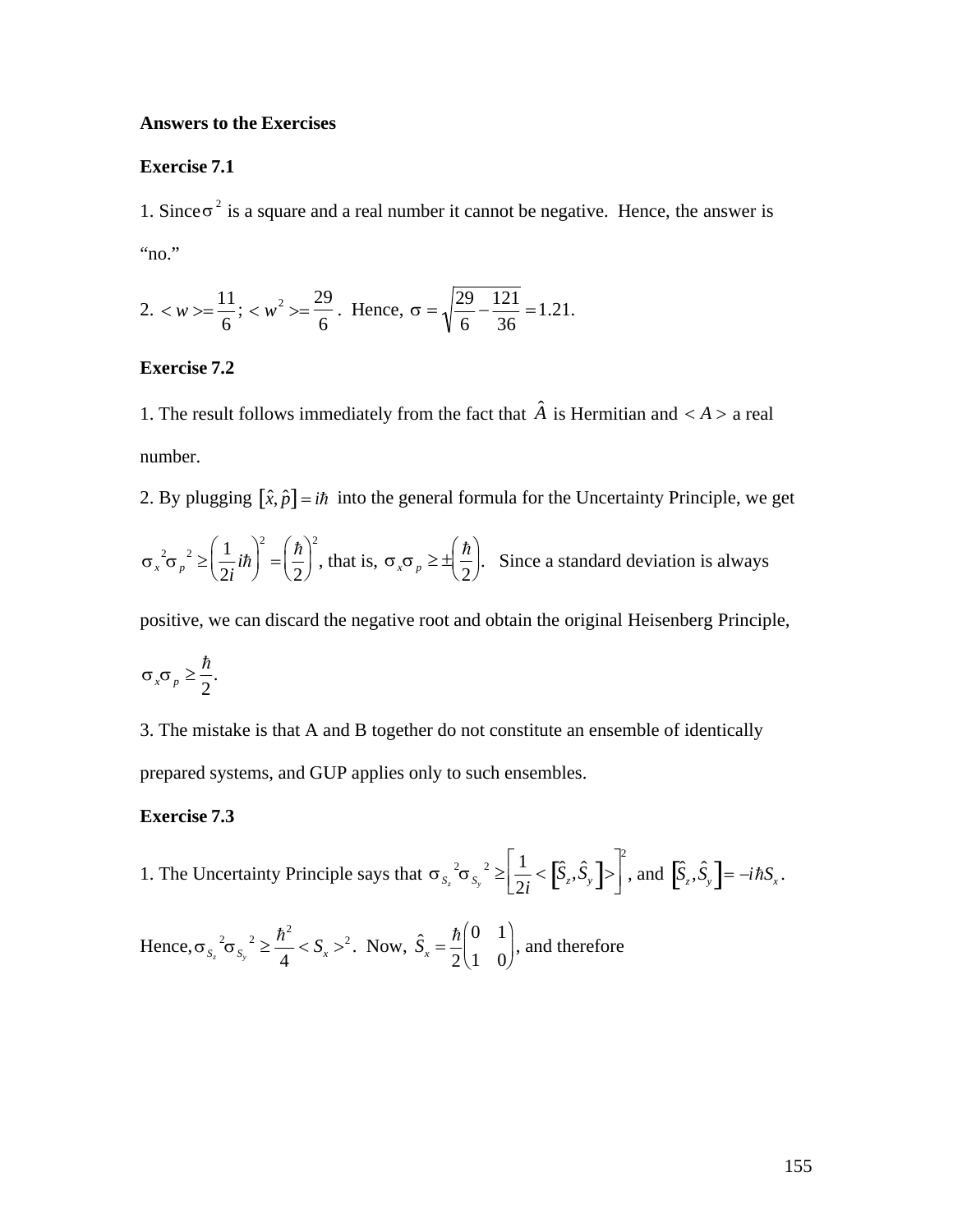**Answers to the Exercises**

**Exercise 7.1**

1. Since $\sigma^2$ is a square and a real number it cannot be negative. Hence, the answer is "no."

2. $<w>=\dfrac{11}{6}$; $<w^2>=\dfrac{29}{6}$. Hence, $\sigma = \sqrt{\dfrac{29}{6}-\dfrac{121}{36}} = 1.21.$

**Exercise 7.2**

1. The result follows immediately from the fact that $\hat{A}$ is Hermitian and $<A>$ a real number.

2. By plugging $[\hat{x},\hat{p}] = i\hbar$ into the general formula for the Uncertainty Principle, we get $\sigma_x{}^2\sigma_p{}^2 \geq \left(\dfrac{1}{2i}i\hbar\right)^2 = \left(\dfrac{\hbar}{2}\right)^2$, that is, $\sigma_x\sigma_p \geq \pm\left(\dfrac{\hbar}{2}\right)$. Since a standard deviation is always positive, we can discard the negative root and obtain the original Heisenberg Principle, $\sigma_x\sigma_p \geq \dfrac{\hbar}{2}$.

3. The mistake is that A and B together do not constitute an ensemble of identically prepared systems, and GUP applies only to such ensembles.

**Exercise 7.3**

1. The Uncertainty Principle says that $\sigma_{S_z}{}^2\sigma_{S_y}{}^2 \geq \left[\dfrac{1}{2i} < \left[\hat{S}_z,\hat{S}_y\right] > \right]^2$, and $\left[\hat{S}_z,\hat{S}_y\right] = -i\hbar S_x$.

Hence, $\sigma_{S_z}{}^2\sigma_{S_y}{}^2 \geq \dfrac{\hbar^2}{4} < S_x >^2$. Now, $\hat{S}_x = \dfrac{\hbar}{2}\begin{pmatrix} 0 & 1 \\ 1 & 0 \end{pmatrix}$, and therefore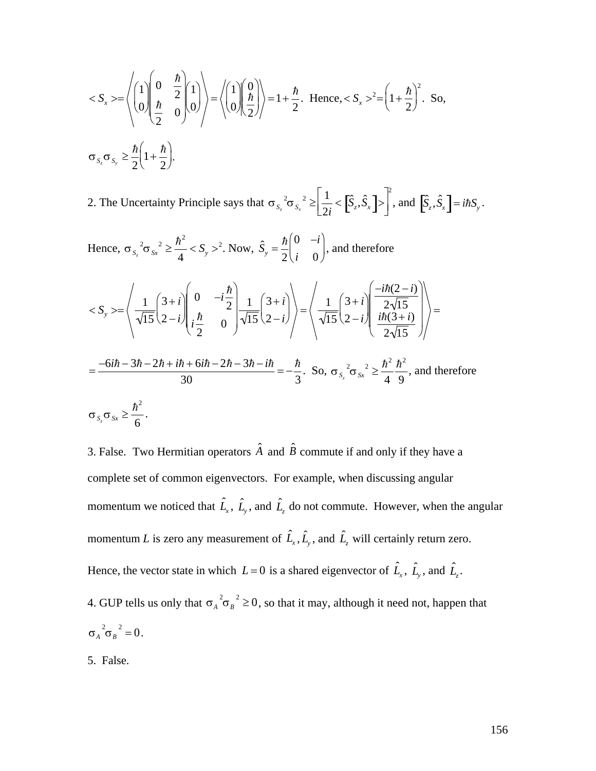$$< S_x >= \left\langle \begin{pmatrix} 1 \\ 0 \end{pmatrix} \left| \begin{pmatrix} 0 & \frac{\hbar}{2} \\ \frac{\hbar}{2} & 0 \end{pmatrix} \begin{pmatrix} 1 \\ 0 \end{pmatrix} \right. \right\rangle = \left\langle \begin{pmatrix} 1 \\ 0 \end{pmatrix} \left| \begin{pmatrix} 0 \\ \frac{\hbar}{2} \end{pmatrix} \right. \right\rangle = 1 + \frac{\hbar}{2}.$$ Hence, $< S_x >^2 = \left(1 + \frac{\hbar}{2}\right)^2$. So,

$$\sigma_{S_z}\sigma_{S_y} \geq \frac{\hbar}{2}\left(1 + \frac{\hbar}{2}\right).$$

2. The Uncertainty Principle says that $\sigma_{S_z}{}^2\sigma_{S_x}{}^2 \geq \left[\frac{1}{2i} < \left[\hat{S}_z, \hat{S}_x\right] > \right]^2$, and $\left[\hat{S}_z, \hat{S}_x\right] = i\hbar S_y$.

Hence, $\sigma_{S_z}{}^2\sigma_{Sx}{}^2 \geq \frac{\hbar^2}{4} < S_y >^2$. Now, $\hat{S}_y = \frac{\hbar}{2}\begin{pmatrix} 0 & -i \\ i & 0 \end{pmatrix}$, and therefore

$$< S_y >= \left\langle \frac{1}{\sqrt{15}}\begin{pmatrix} 3+i \\ 2-i \end{pmatrix} \left| \begin{pmatrix} 0 & -i\frac{\hbar}{2} \\ i\frac{\hbar}{2} & 0 \end{pmatrix} \frac{1}{\sqrt{15}}\begin{pmatrix} 3+i \\ 2-i \end{pmatrix} \right. \right\rangle = \left\langle \frac{1}{\sqrt{15}}\begin{pmatrix} 3+i \\ 2-i \end{pmatrix} \left| \begin{pmatrix} \frac{-i\hbar(2-i)}{2\sqrt{15}} \\ \frac{i\hbar(3+i)}{2\sqrt{15}} \end{pmatrix} \right. \right\rangle =$$

$$= \frac{-6i\hbar - 3\hbar - 2\hbar + i\hbar + 6i\hbar - 2\hbar - 3\hbar - i\hbar}{30} = -\frac{\hbar}{3}.$$ So, $\sigma_{S_z}{}^2\sigma_{Sx}{}^2 \geq \frac{\hbar^2}{4}\frac{\hbar^2}{9}$, and therefore

$$\sigma_{S_z}\sigma_{Sx} \geq \frac{\hbar^2}{6}.$$

3. False. Two Hermitian operators $\hat{A}$ and $\hat{B}$ commute if and only if they have a complete set of common eigenvectors. For example, when discussing angular momentum we noticed that $\hat{L}_x$, $\hat{L}_y$, and $\hat{L}_z$ do not commute. However, when the angular momentum $L$ is zero any measurement of $\hat{L}_x, \hat{L}_y$, and $\hat{L}_z$ will certainly return zero. Hence, the vector state in which $L = 0$ is a shared eigenvector of $\hat{L}_x$, $\hat{L}_y$, and $\hat{L}_z$.

4. GUP tells us only that $\sigma_A{}^2\sigma_B{}^2 \geq 0$, so that it may, although it need not, happen that $\sigma_A{}^2\sigma_B{}^2 = 0$.

5. False.